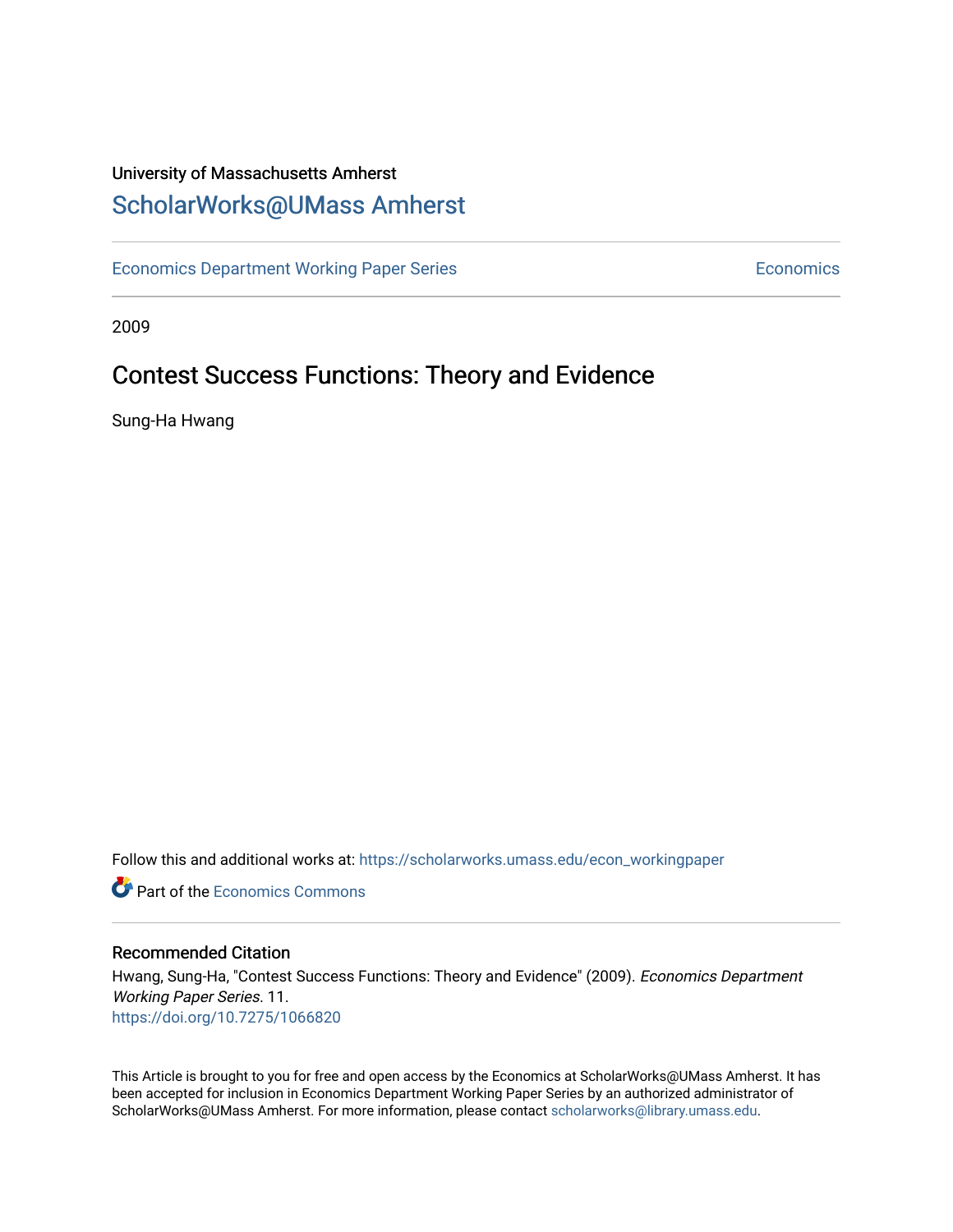University of Massachusetts Amherst

# ScholarWorks@UMass Amherst

Economics Department Working Paper Series | Economics

2009

## Contest Success Functions: Theory and Evidence

Sung-Ha Hwang

Follow this and additional works at: https://scholarworks.umass.edu/econ_workingpaper

Part of the Economics Commons

### Recommended Citation

Hwang, Sung-Ha, "Contest Success Functions: Theory and Evidence" (2009). *Economics Department Working Paper Series*. 11.
https://doi.org/10.7275/1066820

This Article is brought to you for free and open access by the Economics at ScholarWorks@UMass Amherst. It has been accepted for inclusion in Economics Department Working Paper Series by an authorized administrator of ScholarWorks@UMass Amherst. For more information, please contact scholarworks@library.umass.edu.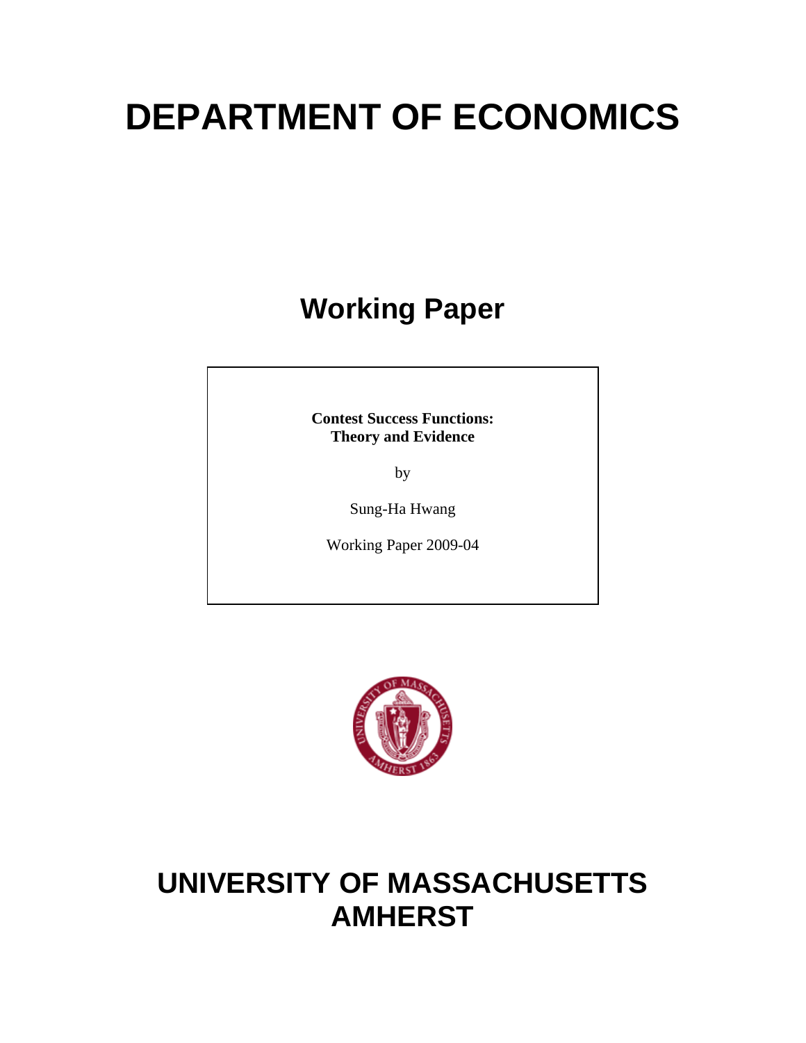# DEPARTMENT OF ECONOMICS

## Working Paper

**Contest Success Functions: Theory and Evidence**

by

Sung-Ha Hwang

Working Paper 2009-04

# UNIVERSITY OF MASSACHUSETTS AMHERST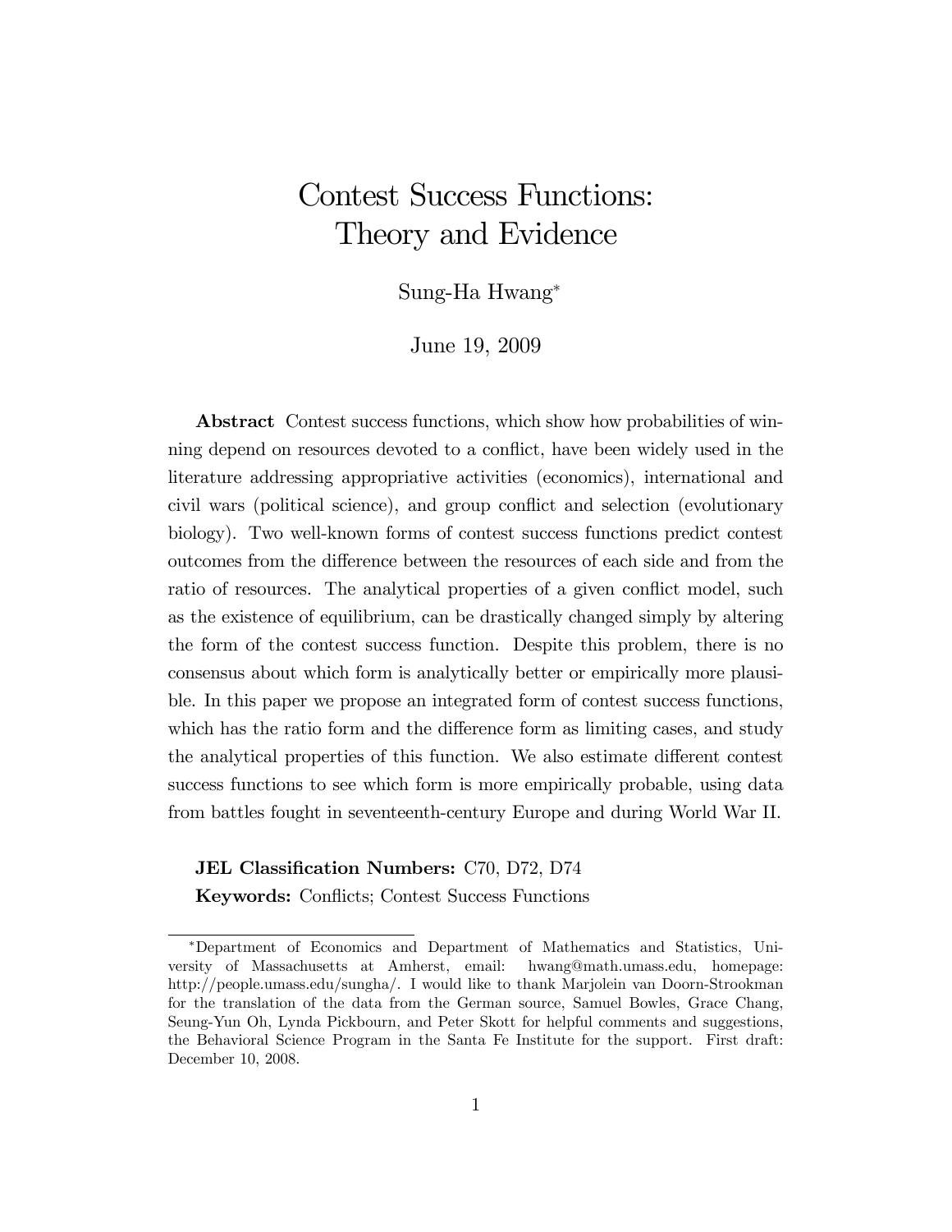# Contest Success Functions: Theory and Evidence

Sung-Ha Hwang*

June 19, 2009

**Abstract** Contest success functions, which show how probabilities of winning depend on resources devoted to a conflict, have been widely used in the literature addressing appropriative activities (economics), international and civil wars (political science), and group conflict and selection (evolutionary biology). Two well-known forms of contest success functions predict contest outcomes from the difference between the resources of each side and from the ratio of resources. The analytical properties of a given conflict model, such as the existence of equilibrium, can be drastically changed simply by altering the form of the contest success function. Despite this problem, there is no consensus about which form is analytically better or empirically more plausible. In this paper we propose an integrated form of contest success functions, which has the ratio form and the difference form as limiting cases, and study the analytical properties of this function. We also estimate different contest success functions to see which form is more empirically probable, using data from battles fought in seventeenth-century Europe and during World War II.

**JEL Classification Numbers:** C70, D72, D74

**Keywords:** Conflicts; Contest Success Functions

---

*Department of Economics and Department of Mathematics and Statistics, University of Massachusetts at Amherst, email: hwang@math.umass.edu, homepage: http://people.umass.edu/sungha/. I would like to thank Marjolein van Doorn-Strookman for the translation of the data from the German source, Samuel Bowles, Grace Chang, Seung-Yun Oh, Lynda Pickbourn, and Peter Skott for helpful comments and suggestions, the Behavioral Science Program in the Santa Fe Institute for the support. First draft: December 10, 2008.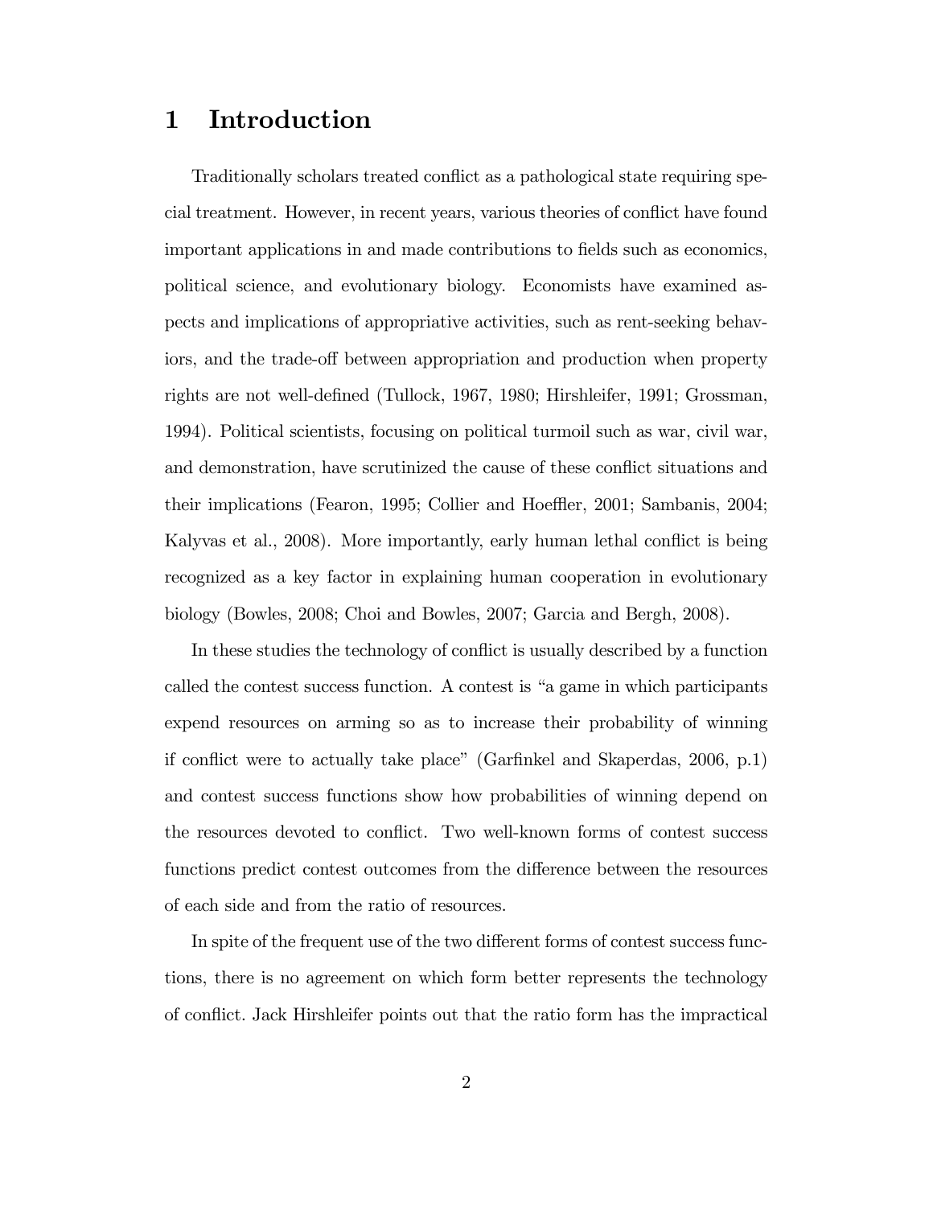# 1 Introduction

Traditionally scholars treated conflict as a pathological state requiring special treatment. However, in recent years, various theories of conflict have found important applications in and made contributions to fields such as economics, political science, and evolutionary biology. Economists have examined aspects and implications of appropriative activities, such as rent-seeking behaviors, and the trade-off between appropriation and production when property rights are not well-defined (Tullock, 1967, 1980; Hirshleifer, 1991; Grossman, 1994). Political scientists, focusing on political turmoil such as war, civil war, and demonstration, have scrutinized the cause of these conflict situations and their implications (Fearon, 1995; Collier and Hoeffler, 2001; Sambanis, 2004; Kalyvas et al., 2008). More importantly, early human lethal conflict is being recognized as a key factor in explaining human cooperation in evolutionary biology (Bowles, 2008; Choi and Bowles, 2007; Garcia and Bergh, 2008).

In these studies the technology of conflict is usually described by a function called the contest success function. A contest is "a game in which participants expend resources on arming so as to increase their probability of winning if conflict were to actually take place" (Garfinkel and Skaperdas, 2006, p.1) and contest success functions show how probabilities of winning depend on the resources devoted to conflict. Two well-known forms of contest success functions predict contest outcomes from the difference between the resources of each side and from the ratio of resources.

In spite of the frequent use of the two different forms of contest success functions, there is no agreement on which form better represents the technology of conflict. Jack Hirshleifer points out that the ratio form has the impractical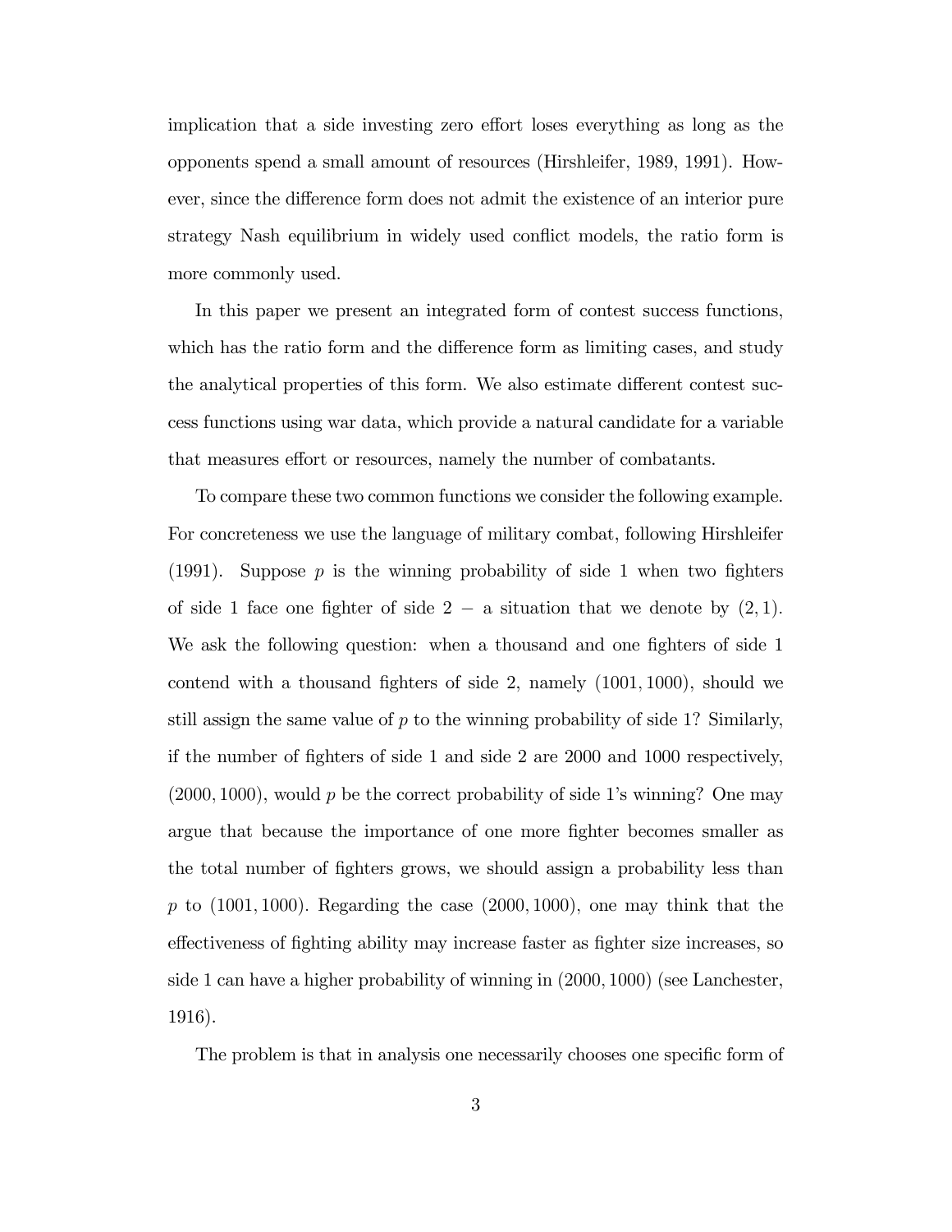implication that a side investing zero effort loses everything as long as the opponents spend a small amount of resources (Hirshleifer, 1989, 1991). However, since the difference form does not admit the existence of an interior pure strategy Nash equilibrium in widely used conflict models, the ratio form is more commonly used.

In this paper we present an integrated form of contest success functions, which has the ratio form and the difference form as limiting cases, and study the analytical properties of this form. We also estimate different contest success functions using war data, which provide a natural candidate for a variable that measures effort or resources, namely the number of combatants.

To compare these two common functions we consider the following example. For concreteness we use the language of military combat, following Hirshleifer (1991). Suppose $p$ is the winning probability of side 1 when two fighters of side 1 face one fighter of side 2 $-$ a situation that we denote by $(2, 1)$. We ask the following question: when a thousand and one fighters of side 1 contend with a thousand fighters of side 2, namely $(1001, 1000)$, should we still assign the same value of $p$ to the winning probability of side 1? Similarly, if the number of fighters of side 1 and side 2 are 2000 and 1000 respectively, $(2000, 1000)$, would $p$ be the correct probability of side 1's winning? One may argue that because the importance of one more fighter becomes smaller as the total number of fighters grows, we should assign a probability less than $p$ to $(1001, 1000)$. Regarding the case $(2000, 1000)$, one may think that the effectiveness of fighting ability may increase faster as fighter size increases, so side 1 can have a higher probability of winning in $(2000, 1000)$ (see Lanchester, 1916).

The problem is that in analysis one necessarily chooses one specific form of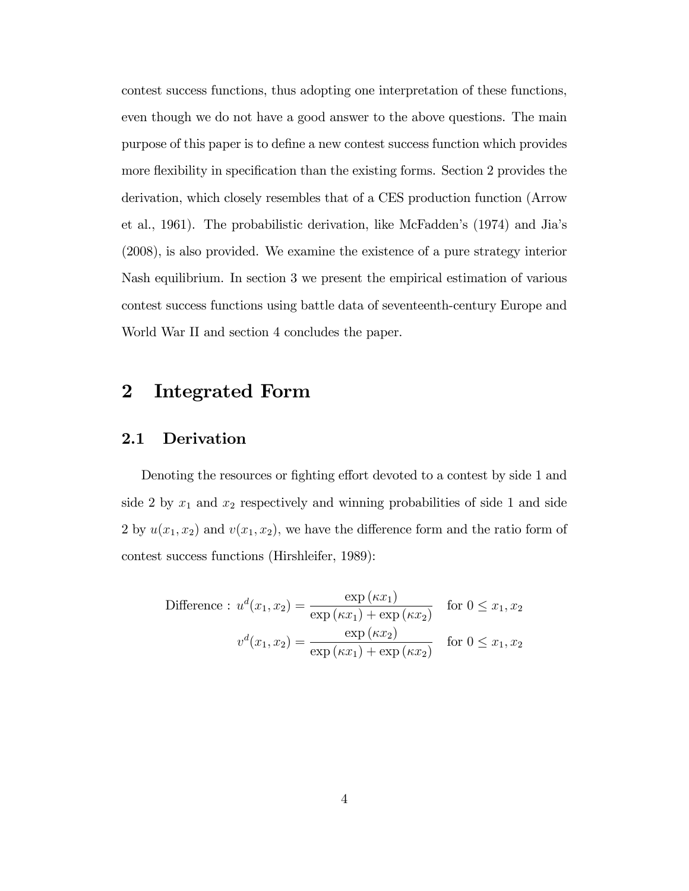contest success functions, thus adopting one interpretation of these functions, even though we do not have a good answer to the above questions. The main purpose of this paper is to define a new contest success function which provides more flexibility in specification than the existing forms. Section 2 provides the derivation, which closely resembles that of a CES production function (Arrow et al., 1961). The probabilistic derivation, like McFadden's (1974) and Jia's (2008), is also provided. We examine the existence of a pure strategy interior Nash equilibrium. In section 3 we present the empirical estimation of various contest success functions using battle data of seventeenth-century Europe and World War II and section 4 concludes the paper.

# 2 Integrated Form

## 2.1 Derivation

Denoting the resources or fighting effort devoted to a contest by side 1 and side 2 by $x_1$ and $x_2$ respectively and winning probabilities of side 1 and side 2 by $u(x_1, x_2)$ and $v(x_1, x_2)$, we have the difference form and the ratio form of contest success functions (Hirshleifer, 1989):

$$\text{Difference}: \; u^d(x_1, x_2) = \frac{\exp(\kappa x_1)}{\exp(\kappa x_1) + \exp(\kappa x_2)} \quad \text{for } 0 \leq x_1, x_2$$

$$v^d(x_1, x_2) = \frac{\exp(\kappa x_2)}{\exp(\kappa x_1) + \exp(\kappa x_2)} \quad \text{for } 0 \leq x_1, x_2$$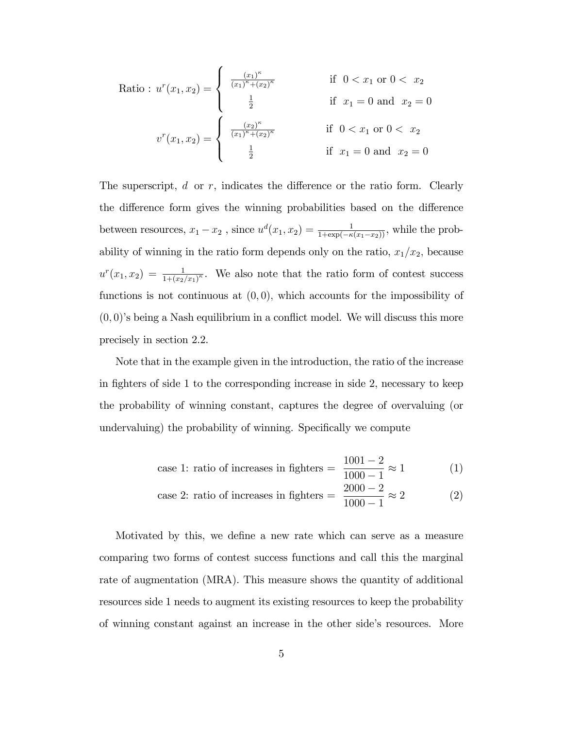$$
\text{Ratio : } u^r(x_1, x_2) = \begin{cases} \frac{(x_1)^\kappa}{(x_1)^\kappa + (x_2)^\kappa} & \text{if } \ 0 < x_1 \text{ or } 0 < \ x_2 \\ \frac{1}{2} & \text{if } \ x_1 = 0 \text{ and } \ x_2 = 0 \end{cases}
$$

$$
v^r(x_1, x_2) = \begin{cases} \frac{(x_2)^\kappa}{(x_1)^\kappa + (x_2)^\kappa} & \text{if } \ 0 < x_1 \text{ or } 0 < \ x_2 \\ \frac{1}{2} & \text{if } \ x_1 = 0 \text{ and } \ x_2 = 0 \end{cases}
$$

The superscript, $d$ or $r$, indicates the difference or the ratio form. Clearly the difference form gives the winning probabilities based on the difference between resources, $x_1 - x_2$ , since $u^d(x_1, x_2) = \frac{1}{1+\exp(-\kappa(x_1 - x_2))}$, while the probability of winning in the ratio form depends only on the ratio, $x_1/x_2$, because $u^r(x_1, x_2) = \frac{1}{1+(x_2/x_1)^\kappa}$. We also note that the ratio form of contest success functions is not continuous at $(0, 0)$, which accounts for the impossibility of $(0, 0)$'s being a Nash equilibrium in a conflict model. We will discuss this more precisely in section 2.2.

Note that in the example given in the introduction, the ratio of the increase in fighters of side 1 to the corresponding increase in side 2, necessary to keep the probability of winning constant, captures the degree of overvaluing (or undervaluing) the probability of winning. Specifically we compute

$$
\text{case 1: ratio of increases in fighters} = \frac{1001 - 2}{1000 - 1} \approx 1 \tag{1}
$$

$$
\text{case 2: ratio of increases in fighters} = \frac{2000 - 2}{1000 - 1} \approx 2 \tag{2}
$$

Motivated by this, we define a new rate which can serve as a measure comparing two forms of contest success functions and call this the marginal rate of augmentation (MRA). This measure shows the quantity of additional resources side 1 needs to augment its existing resources to keep the probability of winning constant against an increase in the other side's resources. More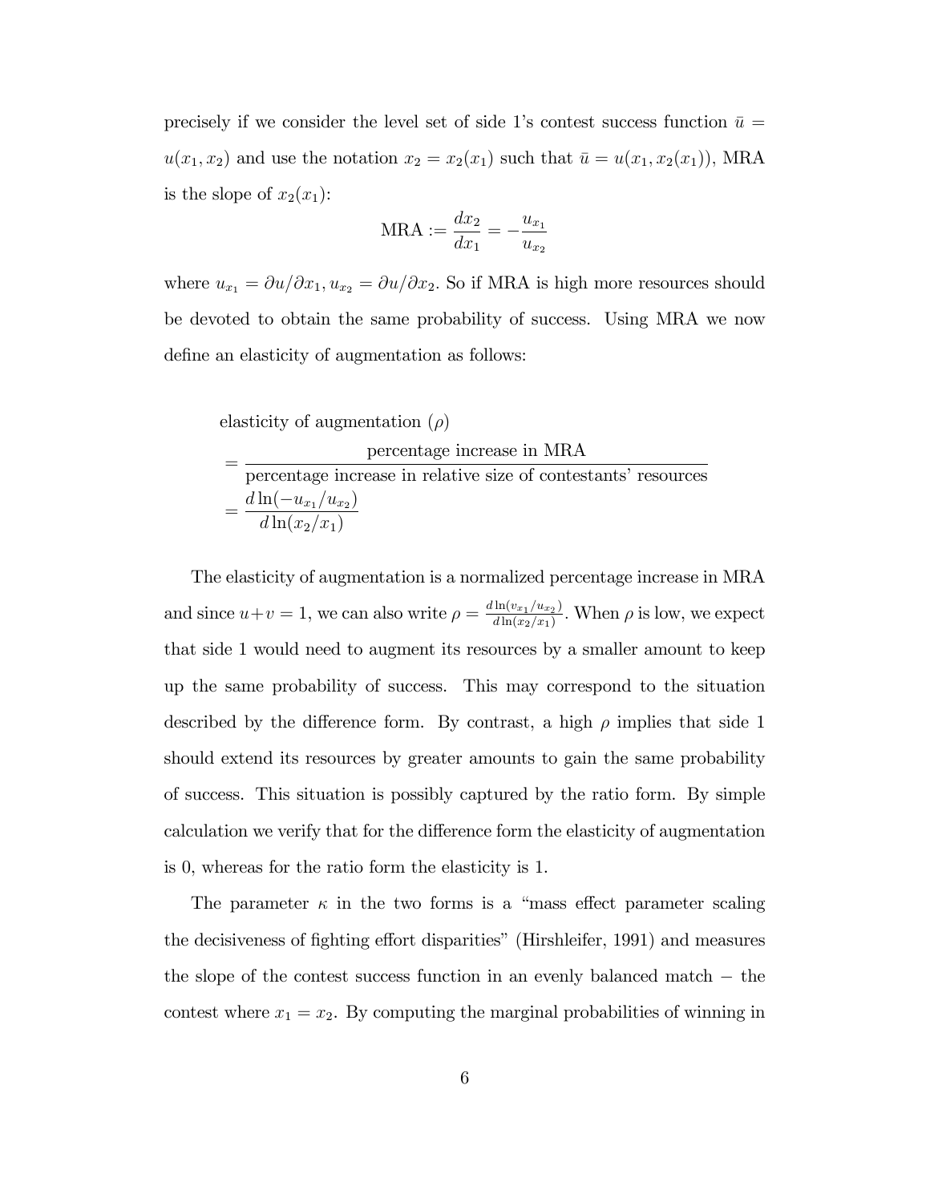precisely if we consider the level set of side 1's contest success function $\bar{u} = u(x_1, x_2)$ and use the notation $x_2 = x_2(x_1)$ such that $\bar{u} = u(x_1, x_2(x_1))$, MRA is the slope of $x_2(x_1)$:

$$\text{MRA} := \frac{dx_2}{dx_1} = -\frac{u_{x_1}}{u_{x_2}}$$

where $u_{x_1} = \partial u / \partial x_1, u_{x_2} = \partial u / \partial x_2$. So if MRA is high more resources should be devoted to obtain the same probability of success. Using MRA we now define an elasticity of augmentation as follows:

$$\begin{aligned}
&\text{elasticity of augmentation } (\rho) \\
&= \frac{\text{percentage increase in MRA}}{\text{percentage increase in relative size of contestants' resources}} \\
&= \frac{d \ln(-u_{x_1}/u_{x_2})}{d \ln(x_2/x_1)}
\end{aligned}$$

The elasticity of augmentation is a normalized percentage increase in MRA and since $u + v = 1$, we can also write $\rho = \frac{d \ln(v_{x_1}/u_{x_2})}{d \ln(x_2/x_1)}$. When $\rho$ is low, we expect that side 1 would need to augment its resources by a smaller amount to keep up the same probability of success. This may correspond to the situation described by the difference form. By contrast, a high $\rho$ implies that side 1 should extend its resources by greater amounts to gain the same probability of success. This situation is possibly captured by the ratio form. By simple calculation we verify that for the difference form the elasticity of augmentation is 0, whereas for the ratio form the elasticity is 1.

The parameter $\kappa$ in the two forms is a "mass effect parameter scaling the decisiveness of fighting effort disparities" (Hirshleifer, 1991) and measures the slope of the contest success function in an evenly balanced match − the contest where $x_1 = x_2$. By computing the marginal probabilities of winning in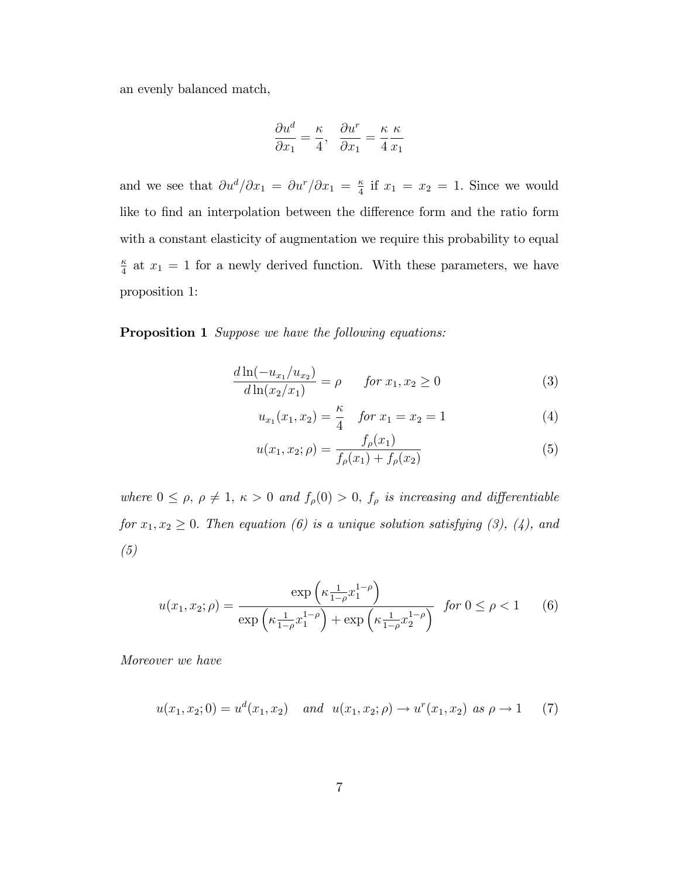an evenly balanced match,

$$\frac{\partial u^d}{\partial x_1} = \frac{\kappa}{4}, \quad \frac{\partial u^r}{\partial x_1} = \frac{\kappa}{4}\frac{\kappa}{x_1}$$

and we see that $\partial u^d/\partial x_1 = \partial u^r/\partial x_1 = \frac{\kappa}{4}$ if $x_1 = x_2 = 1$. Since we would like to find an interpolation between the difference form and the ratio form with a constant elasticity of augmentation we require this probability to equal $\frac{\kappa}{4}$ at $x_1 = 1$ for a newly derived function. With these parameters, we have proposition 1:

**Proposition 1** *Suppose we have the following equations:*

$$\frac{d\ln(-u_{x_1}/u_{x_2})}{d\ln(x_2/x_1)} = \rho \qquad \text{for } x_1, x_2 \geq 0 \tag{3}$$

$$u_{x_1}(x_1, x_2) = \frac{\kappa}{4} \quad \text{for } x_1 = x_2 = 1 \tag{4}$$

$$u(x_1, x_2; \rho) = \frac{f_\rho(x_1)}{f_\rho(x_1) + f_\rho(x_2)} \tag{5}$$

*where $0 \leq \rho$, $\rho \neq 1$, $\kappa > 0$ and $f_\rho(0) > 0$, $f_\rho$ is increasing and differentiable for $x_1, x_2 \geq 0$. Then equation (6) is a unique solution satisfying (3), (4), and (5)*

$$u(x_1, x_2; \rho) = \frac{\exp\left(\kappa \frac{1}{1-\rho} x_1^{1-\rho}\right)}{\exp\left(\kappa \frac{1}{1-\rho} x_1^{1-\rho}\right) + \exp\left(\kappa \frac{1}{1-\rho} x_2^{1-\rho}\right)} \quad \text{for } 0 \leq \rho < 1 \tag{6}$$

*Moreover we have*

$$u(x_1, x_2; 0) = u^d(x_1, x_2) \quad \text{and} \quad u(x_1, x_2; \rho) \to u^r(x_1, x_2) \text{ as } \rho \to 1 \tag{7}$$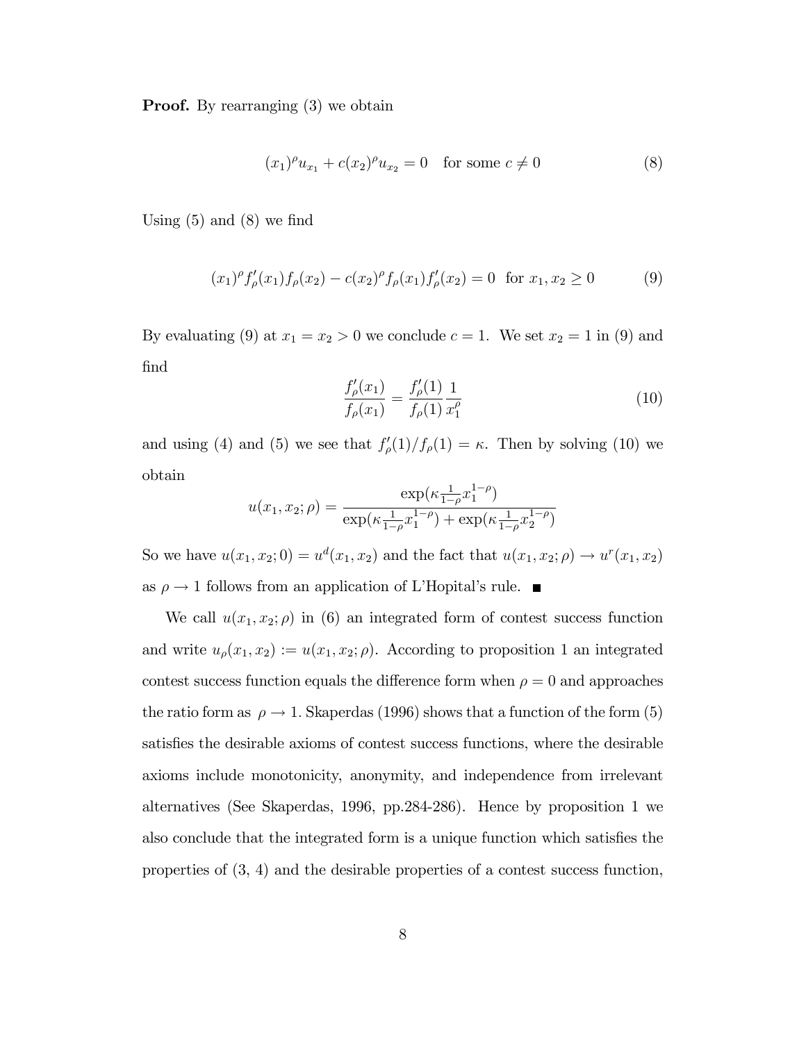**Proof.** By rearranging (3) we obtain

$$(x_1)^\rho u_{x_1} + c(x_2)^\rho u_{x_2} = 0 \quad \text{for some } c \neq 0 \tag{8}$$

Using (5) and (8) we find

$$(x_1)^\rho f'_\rho(x_1) f_\rho(x_2) - c(x_2)^\rho f_\rho(x_1) f'_\rho(x_2) = 0 \ \text{ for } x_1, x_2 \geq 0 \tag{9}$$

By evaluating (9) at $x_1 = x_2 > 0$ we conclude $c = 1$. We set $x_2 = 1$ in (9) and find

$$\frac{f'_\rho(x_1)}{f_\rho(x_1)} = \frac{f'_\rho(1)}{f_\rho(1)} \frac{1}{x_1^\rho} \tag{10}$$

and using (4) and (5) we see that $f'_\rho(1)/f_\rho(1) = \kappa$. Then by solving (10) we obtain

$$u(x_1, x_2; \rho) = \frac{\exp(\kappa \frac{1}{1-\rho} x_1^{1-\rho})}{\exp(\kappa \frac{1}{1-\rho} x_1^{1-\rho}) + \exp(\kappa \frac{1}{1-\rho} x_2^{1-\rho})}$$

So we have $u(x_1, x_2; 0) = u^d(x_1, x_2)$ and the fact that $u(x_1, x_2; \rho) \to u^r(x_1, x_2)$ as $\rho \to 1$ follows from an application of L'Hopital's rule. ■

We call $u(x_1, x_2; \rho)$ in (6) an integrated form of contest success function and write $u_\rho(x_1, x_2) := u(x_1, x_2; \rho)$. According to proposition 1 an integrated contest success function equals the difference form when $\rho = 0$ and approaches the ratio form as $\rho \to 1$. Skaperdas (1996) shows that a function of the form (5) satisfies the desirable axioms of contest success functions, where the desirable axioms include monotonicity, anonymity, and independence from irrelevant alternatives (See Skaperdas, 1996, pp.284-286). Hence by proposition 1 we also conclude that the integrated form is a unique function which satisfies the properties of (3, 4) and the desirable properties of a contest success function,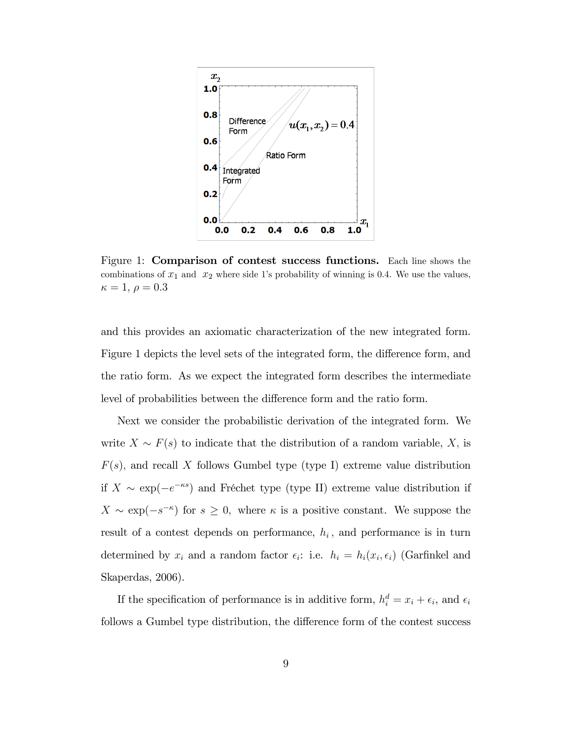Figure 1: **Comparison of contest success functions.** Each line shows the combinations of $x_1$ and $x_2$ where side 1's probability of winning is 0.4. We use the values, $\kappa = 1$, $\rho = 0.3$

and this provides an axiomatic characterization of the new integrated form. Figure 1 depicts the level sets of the integrated form, the difference form, and the ratio form. As we expect the integrated form describes the intermediate level of probabilities between the difference form and the ratio form.

Next we consider the probabilistic derivation of the integrated form. We write $X \sim F(s)$ to indicate that the distribution of a random variable, $X$, is $F(s)$, and recall $X$ follows Gumbel type (type I) extreme value distribution if $X \sim \exp(-e^{-\kappa s})$ and Fréchet type (type II) extreme value distribution if $X \sim \exp(-s^{-\kappa})$ for $s \geq 0$, where $\kappa$ is a positive constant. We suppose the result of a contest depends on performance, $h_i$, and performance is in turn determined by $x_i$ and a random factor $\epsilon_i$: i.e. $h_i = h_i(x_i, \epsilon_i)$ (Garfinkel and Skaperdas, 2006).

If the specification of performance is in additive form, $h_i^d = x_i + \epsilon_i$, and $\epsilon_i$ follows a Gumbel type distribution, the difference form of the contest success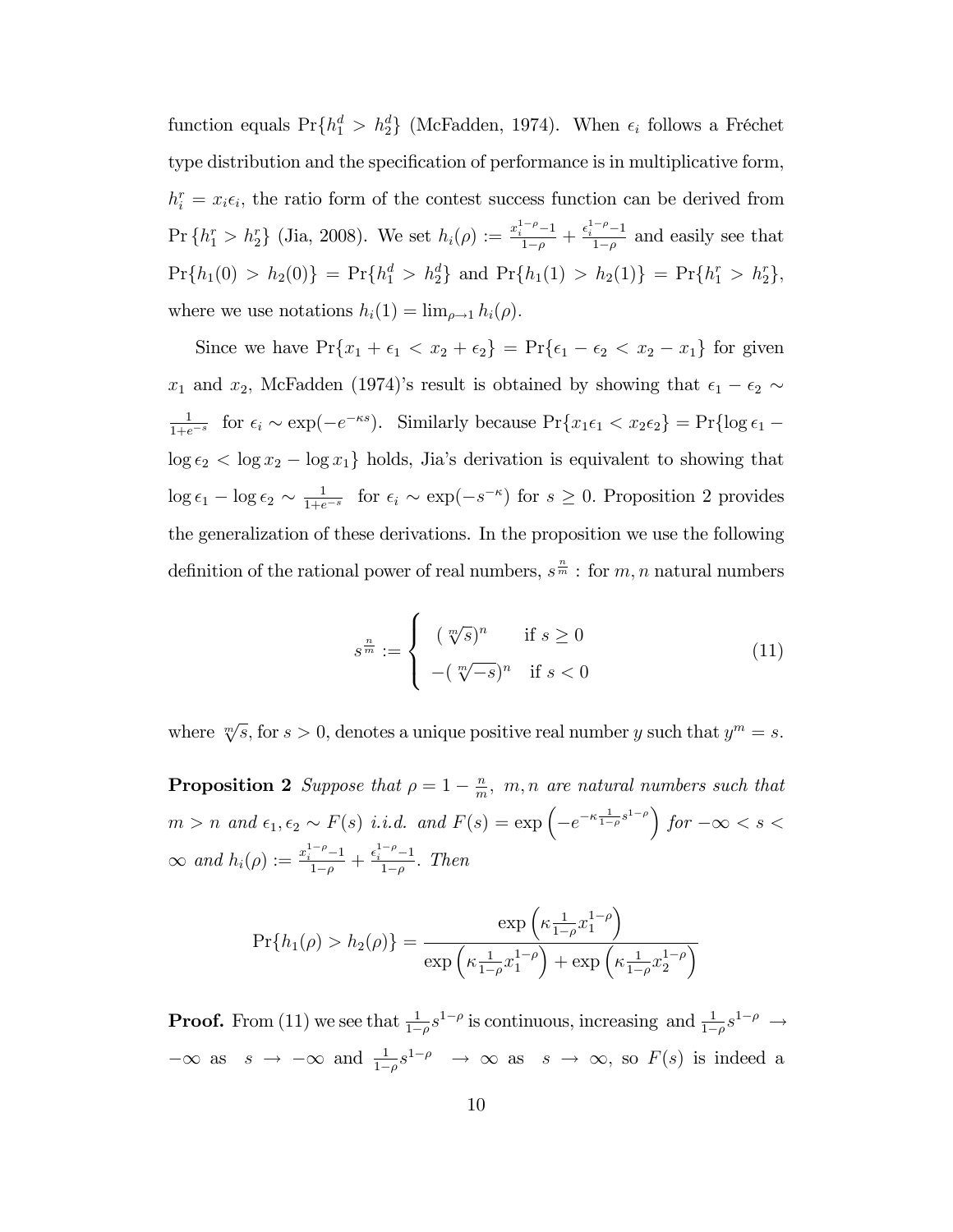function equals $\Pr\{h_1^d > h_2^d\}$ (McFadden, 1974). When $\epsilon_i$ follows a Fréchet type distribution and the specification of performance is in multiplicative form, $h_i^r = x_i \epsilon_i$, the ratio form of the contest success function can be derived from $\Pr\{h_1^r > h_2^r\}$ (Jia, 2008). We set $h_i(\rho) := \frac{x_i^{1-\rho}-1}{1-\rho} + \frac{\epsilon_i^{1-\rho}-1}{1-\rho}$ and easily see that $\Pr\{h_1(0) > h_2(0)\} = \Pr\{h_1^d > h_2^d\}$ and $\Pr\{h_1(1) > h_2(1)\} = \Pr\{h_1^r > h_2^r\}$, where we use notations $h_i(1) = \lim_{\rho \to 1} h_i(\rho)$.

Since we have $\Pr\{x_1 + \epsilon_1 < x_2 + \epsilon_2\} = \Pr\{\epsilon_1 - \epsilon_2 < x_2 - x_1\}$ for given $x_1$ and $x_2$, McFadden (1974)'s result is obtained by showing that $\epsilon_1 - \epsilon_2 \sim \frac{1}{1+e^{-s}}$ for $\epsilon_i \sim \exp(-e^{-\kappa s})$. Similarly because $\Pr\{x_1\epsilon_1 < x_2\epsilon_2\} = \Pr\{\log \epsilon_1 - \log \epsilon_2 < \log x_2 - \log x_1\}$ holds, Jia's derivation is equivalent to showing that $\log \epsilon_1 - \log \epsilon_2 \sim \frac{1}{1+e^{-s}}$ for $\epsilon_i \sim \exp(-s^{-\kappa})$ for $s \geq 0$. Proposition 2 provides the generalization of these derivations. In the proposition we use the following definition of the rational power of real numbers, $s^{\frac{n}{m}}$ : for $m, n$ natural numbers

$$
s^{\frac{n}{m}} := \begin{cases} (\sqrt[m]{s})^n & \text{if } s \geq 0 \\ -(\sqrt[m]{-s})^n & \text{if } s < 0 \end{cases} \tag{11}
$$

where $\sqrt[m]{s}$, for $s > 0$, denotes a unique positive real number $y$ such that $y^m = s$.

**Proposition 2** *Suppose that $\rho = 1 - \frac{n}{m}$, $m, n$ are natural numbers such that $m > n$ and $\epsilon_1, \epsilon_2 \sim F(s)$ i.i.d. and $F(s) = \exp\left(-e^{-\kappa \frac{1}{1-\rho} s^{1-\rho}}\right)$ for $-\infty < s < \infty$ and $h_i(\rho) := \frac{x_i^{1-\rho}-1}{1-\rho} + \frac{\epsilon_i^{1-\rho}-1}{1-\rho}$. Then*

$$
\Pr\{h_1(\rho) > h_2(\rho)\} = \frac{\exp\left(\kappa \frac{1}{1-\rho} x_1^{1-\rho}\right)}{\exp\left(\kappa \frac{1}{1-\rho} x_1^{1-\rho}\right) + \exp\left(\kappa \frac{1}{1-\rho} x_2^{1-\rho}\right)}
$$

**Proof.** From (11) we see that $\frac{1}{1-\rho}s^{1-\rho}$ is continuous, increasing and $\frac{1}{1-\rho}s^{1-\rho} \to -\infty$ as $s \to -\infty$ and $\frac{1}{1-\rho}s^{1-\rho} \to \infty$ as $s \to \infty$, so $F(s)$ is indeed a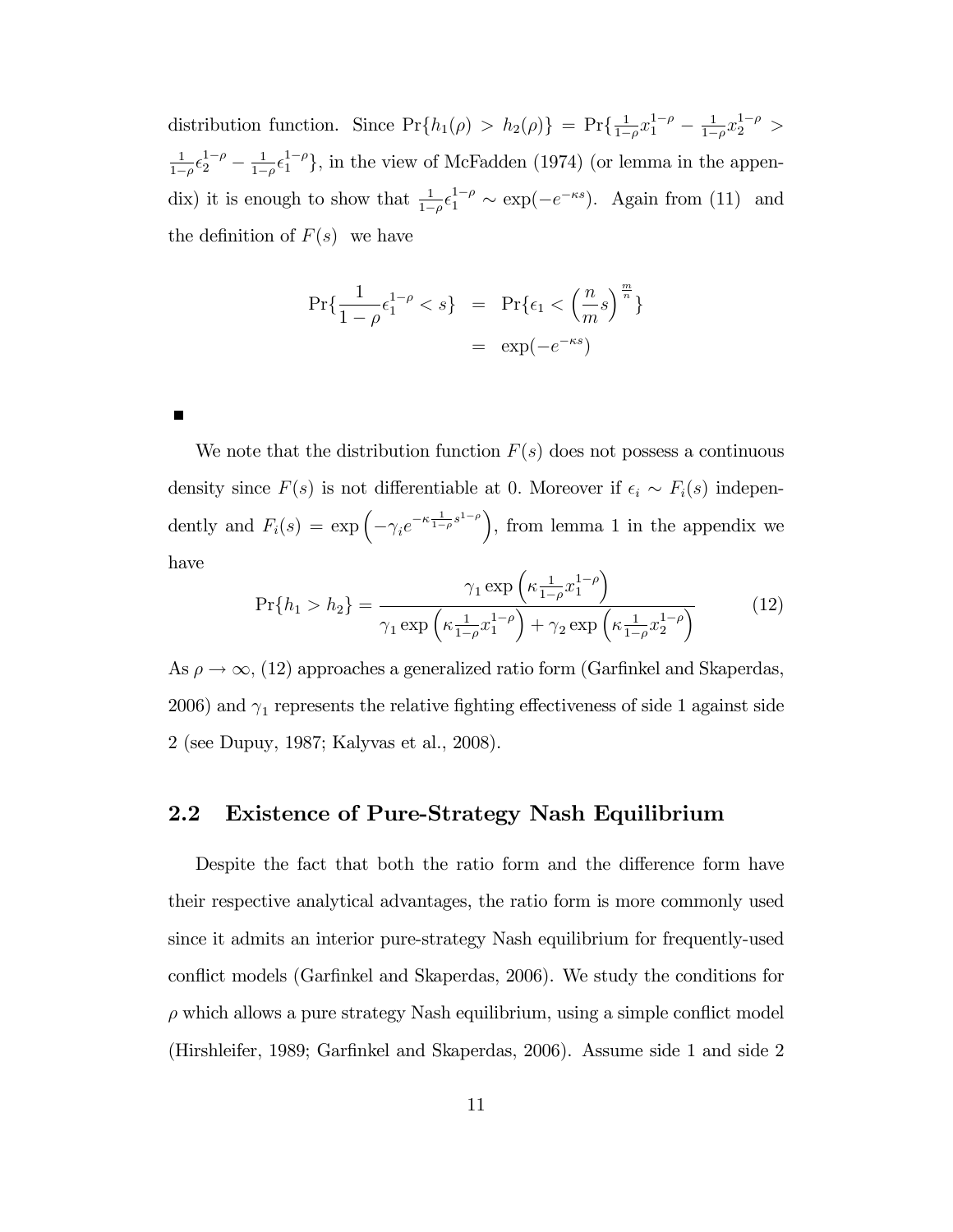distribution function. Since $\Pr\{h_1(\rho) > h_2(\rho)\} = \Pr\{\frac{1}{1-\rho}x_1^{1-\rho} - \frac{1}{1-\rho}x_2^{1-\rho} > \frac{1}{1-\rho}\epsilon_2^{1-\rho} - \frac{1}{1-\rho}\epsilon_1^{1-\rho}\}$, in the view of McFadden (1974) (or lemma in the appendix) it is enough to show that $\frac{1}{1-\rho}\epsilon_1^{1-\rho} \sim \exp(-e^{-\kappa s})$. Again from (11) and the definition of $F(s)$ we have

$$
\begin{aligned}
\Pr\{\frac{1}{1-\rho}\epsilon_1^{1-\rho} < s\} &= \Pr\{\epsilon_1 < \left(\frac{n}{m}s\right)^{\frac{m}{n}}\} \\
&= \exp(-e^{-\kappa s})
\end{aligned}
$$

■

We note that the distribution function $F(s)$ does not possess a continuous density since $F(s)$ is not differentiable at 0. Moreover if $\epsilon_i \sim F_i(s)$ independently and $F_i(s) = \exp\left(-\gamma_i e^{-\kappa \frac{1}{1-\rho}s^{1-\rho}}\right)$, from lemma 1 in the appendix we have

$$
\Pr\{h_1 > h_2\} = \frac{\gamma_1 \exp\left(\kappa \frac{1}{1-\rho}x_1^{1-\rho}\right)}{\gamma_1 \exp\left(\kappa \frac{1}{1-\rho}x_1^{1-\rho}\right) + \gamma_2 \exp\left(\kappa \frac{1}{1-\rho}x_2^{1-\rho}\right)} \tag{12}
$$

As $\rho \to \infty$, (12) approaches a generalized ratio form (Garfinkel and Skaperdas, 2006) and $\gamma_1$ represents the relative fighting effectiveness of side 1 against side 2 (see Dupuy, 1987; Kalyvas et al., 2008).

## 2.2 Existence of Pure-Strategy Nash Equilibrium

Despite the fact that both the ratio form and the difference form have their respective analytical advantages, the ratio form is more commonly used since it admits an interior pure-strategy Nash equilibrium for frequently-used conflict models (Garfinkel and Skaperdas, 2006). We study the conditions for $\rho$ which allows a pure strategy Nash equilibrium, using a simple conflict model (Hirshleifer, 1989; Garfinkel and Skaperdas, 2006). Assume side 1 and side 2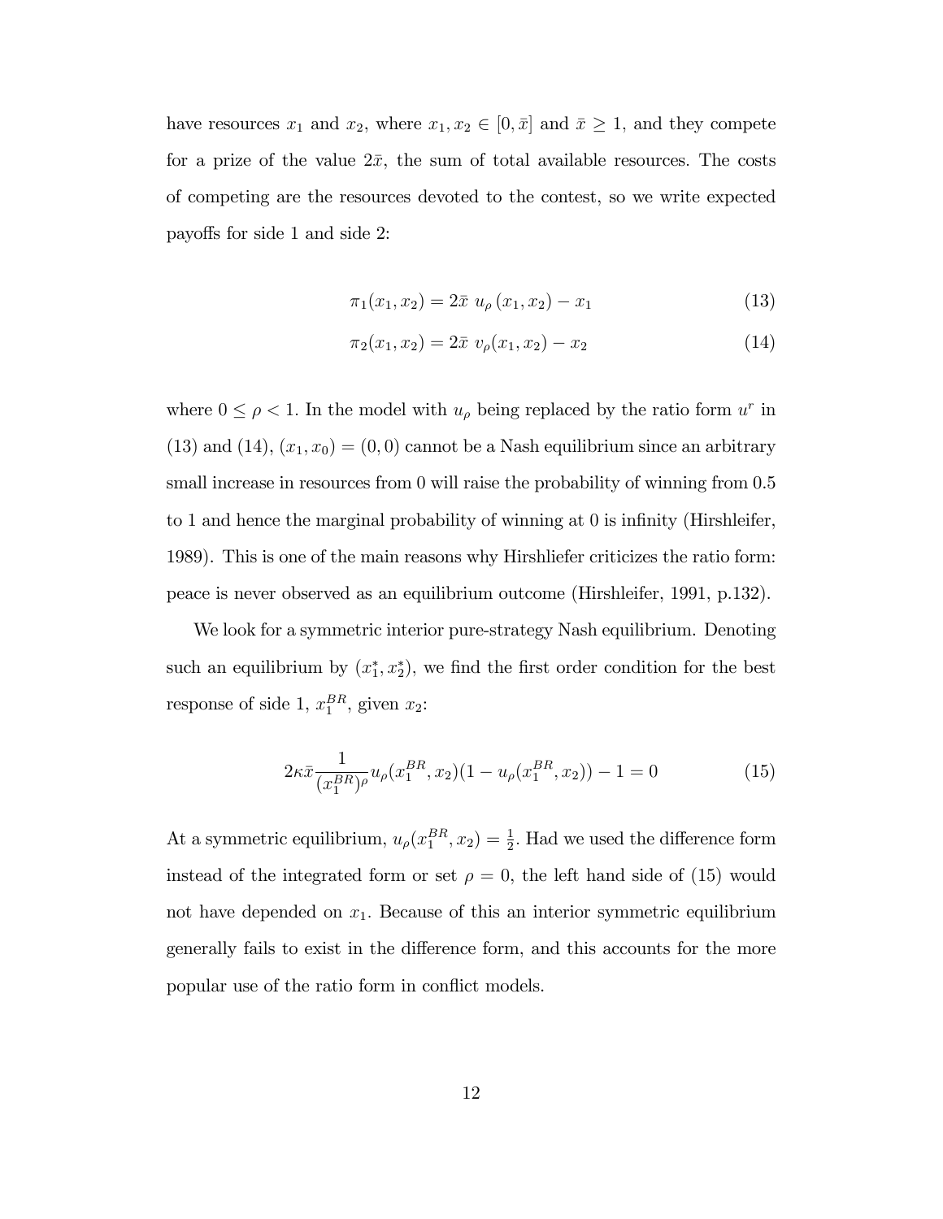have resources $x_1$ and $x_2$, where $x_1, x_2 \in [0, \bar{x}]$ and $\bar{x} \geq 1$, and they compete for a prize of the value $2\bar{x}$, the sum of total available resources. The costs of competing are the resources devoted to the contest, so we write expected payoffs for side 1 and side 2:

$$\pi_1(x_1, x_2) = 2\bar{x}\ u_\rho(x_1, x_2) - x_1 \tag{13}$$

$$\pi_2(x_1, x_2) = 2\bar{x}\ v_\rho(x_1, x_2) - x_2 \tag{14}$$

where $0 \leq \rho < 1$. In the model with $u_\rho$ being replaced by the ratio form $u^r$ in (13) and (14), $(x_1, x_0) = (0, 0)$ cannot be a Nash equilibrium since an arbitrary small increase in resources from 0 will raise the probability of winning from 0.5 to 1 and hence the marginal probability of winning at 0 is infinity (Hirshleifer, 1989). This is one of the main reasons why Hirshliefer criticizes the ratio form: peace is never observed as an equilibrium outcome (Hirshleifer, 1991, p.132).

We look for a symmetric interior pure-strategy Nash equilibrium. Denoting such an equilibrium by $(x_1^*, x_2^*)$, we find the first order condition for the best response of side 1, $x_1^{BR}$, given $x_2$:

$$2\kappa\bar{x}\frac{1}{(x_1^{BR})^\rho}u_\rho(x_1^{BR}, x_2)(1 - u_\rho(x_1^{BR}, x_2)) - 1 = 0 \tag{15}$$

At a symmetric equilibrium, $u_\rho(x_1^{BR}, x_2) = \frac{1}{2}$. Had we used the difference form instead of the integrated form or set $\rho = 0$, the left hand side of (15) would not have depended on $x_1$. Because of this an interior symmetric equilibrium generally fails to exist in the difference form, and this accounts for the more popular use of the ratio form in conflict models.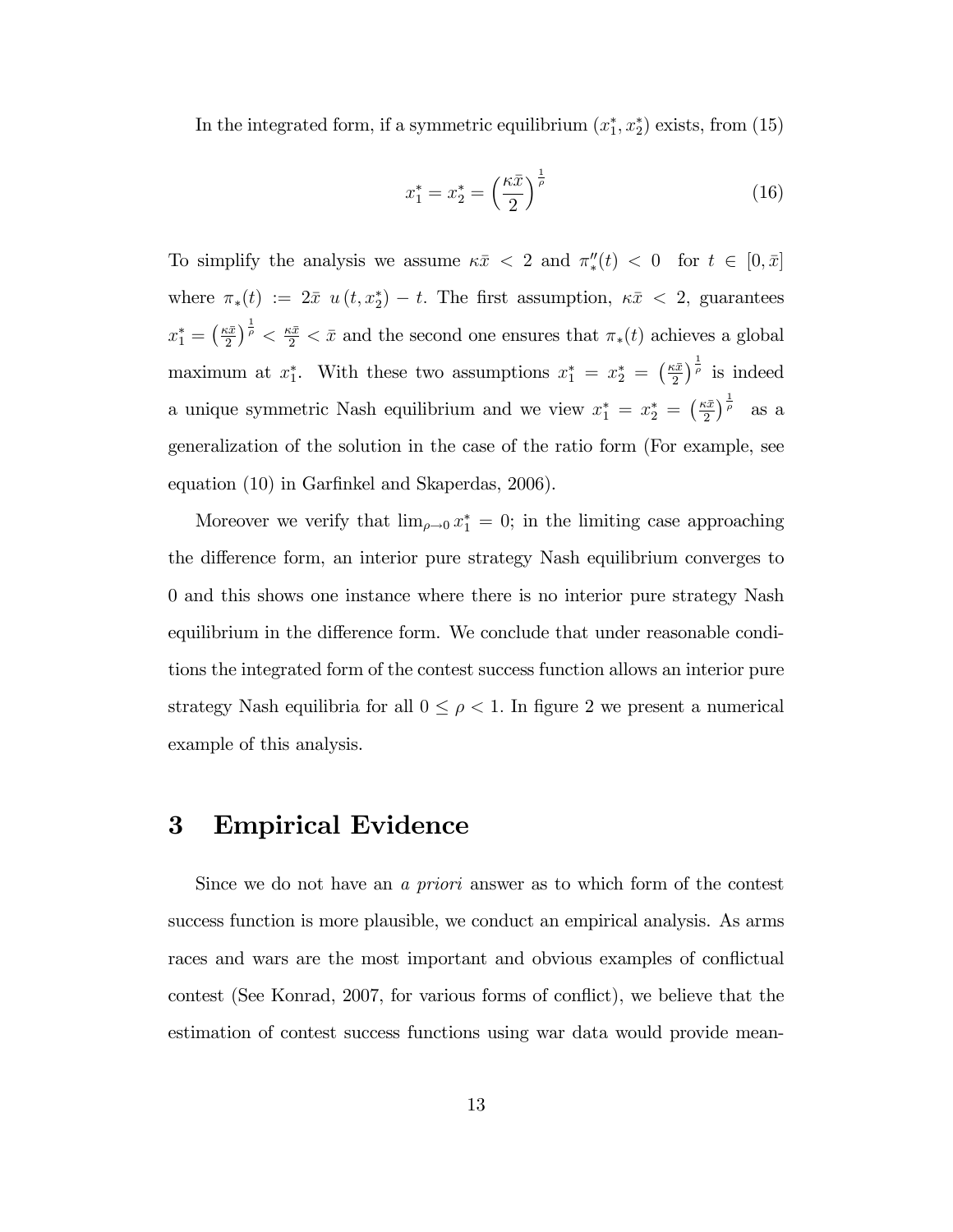In the integrated form, if a symmetric equilibrium $(x_1^*, x_2^*)$ exists, from (15)

$$x_1^* = x_2^* = \left(\frac{\kappa\bar{x}}{2}\right)^{\frac{1}{\rho}} \tag{16}$$

To simplify the analysis we assume $\kappa\bar{x} < 2$ and $\pi_*''(t) < 0$ for $t \in [0, \bar{x}]$ where $\pi_*(t) := 2\bar{x}\ u(t, x_2^*) - t$. The first assumption, $\kappa\bar{x} < 2$, guarantees $x_1^* = \left(\frac{\kappa\bar{x}}{2}\right)^{\frac{1}{\rho}} < \frac{\kappa\bar{x}}{2} < \bar{x}$ and the second one ensures that $\pi_*(t)$ achieves a global maximum at $x_1^*$. With these two assumptions $x_1^* = x_2^* = \left(\frac{\kappa\bar{x}}{2}\right)^{\frac{1}{\rho}}$ is indeed a unique symmetric Nash equilibrium and we view $x_1^* = x_2^* = \left(\frac{\kappa\bar{x}}{2}\right)^{\frac{1}{\rho}}$ as a generalization of the solution in the case of the ratio form (For example, see equation (10) in Garfinkel and Skaperdas, 2006).

Moreover we verify that $\lim_{\rho\to 0} x_1^* = 0$; in the limiting case approaching the difference form, an interior pure strategy Nash equilibrium converges to 0 and this shows one instance where there is no interior pure strategy Nash equilibrium in the difference form. We conclude that under reasonable conditions the integrated form of the contest success function allows an interior pure strategy Nash equilibria for all $0 \leq \rho < 1$. In figure 2 we present a numerical example of this analysis.

# 3 Empirical Evidence

Since we do not have an *a priori* answer as to which form of the contest success function is more plausible, we conduct an empirical analysis. As arms races and wars are the most important and obvious examples of conflictual contest (See Konrad, 2007, for various forms of conflict), we believe that the estimation of contest success functions using war data would provide mean-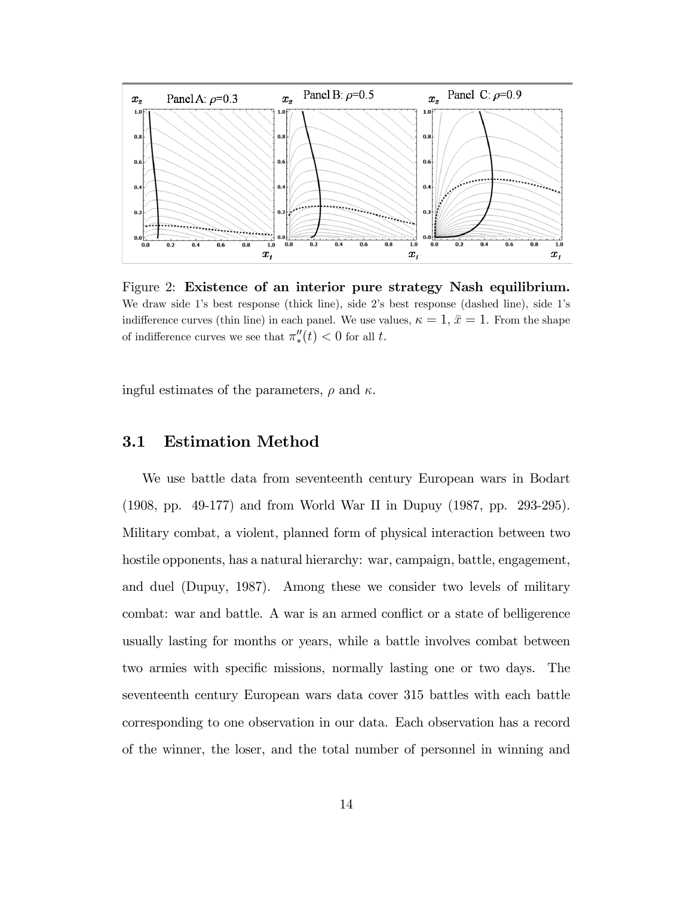Figure 2: **Existence of an interior pure strategy Nash equilibrium.** We draw side 1's best response (thick line), side 2's best response (dashed line), side 1's indifference curves (thin line) in each panel. We use values, $\kappa = 1$, $\bar{x} = 1$. From the shape of indifference curves we see that $\pi''_*(t) < 0$ for all $t$.

ingful estimates of the parameters, $\rho$ and $\kappa$.

## 3.1 Estimation Method

We use battle data from seventeenth century European wars in Bodart (1908, pp. 49-177) and from World War II in Dupuy (1987, pp. 293-295). Military combat, a violent, planned form of physical interaction between two hostile opponents, has a natural hierarchy: war, campaign, battle, engagement, and duel (Dupuy, 1987). Among these we consider two levels of military combat: war and battle. A war is an armed conflict or a state of belligerence usually lasting for months or years, while a battle involves combat between two armies with specific missions, normally lasting one or two days. The seventeenth century European wars data cover 315 battles with each battle corresponding to one observation in our data. Each observation has a record of the winner, the loser, and the total number of personnel in winning and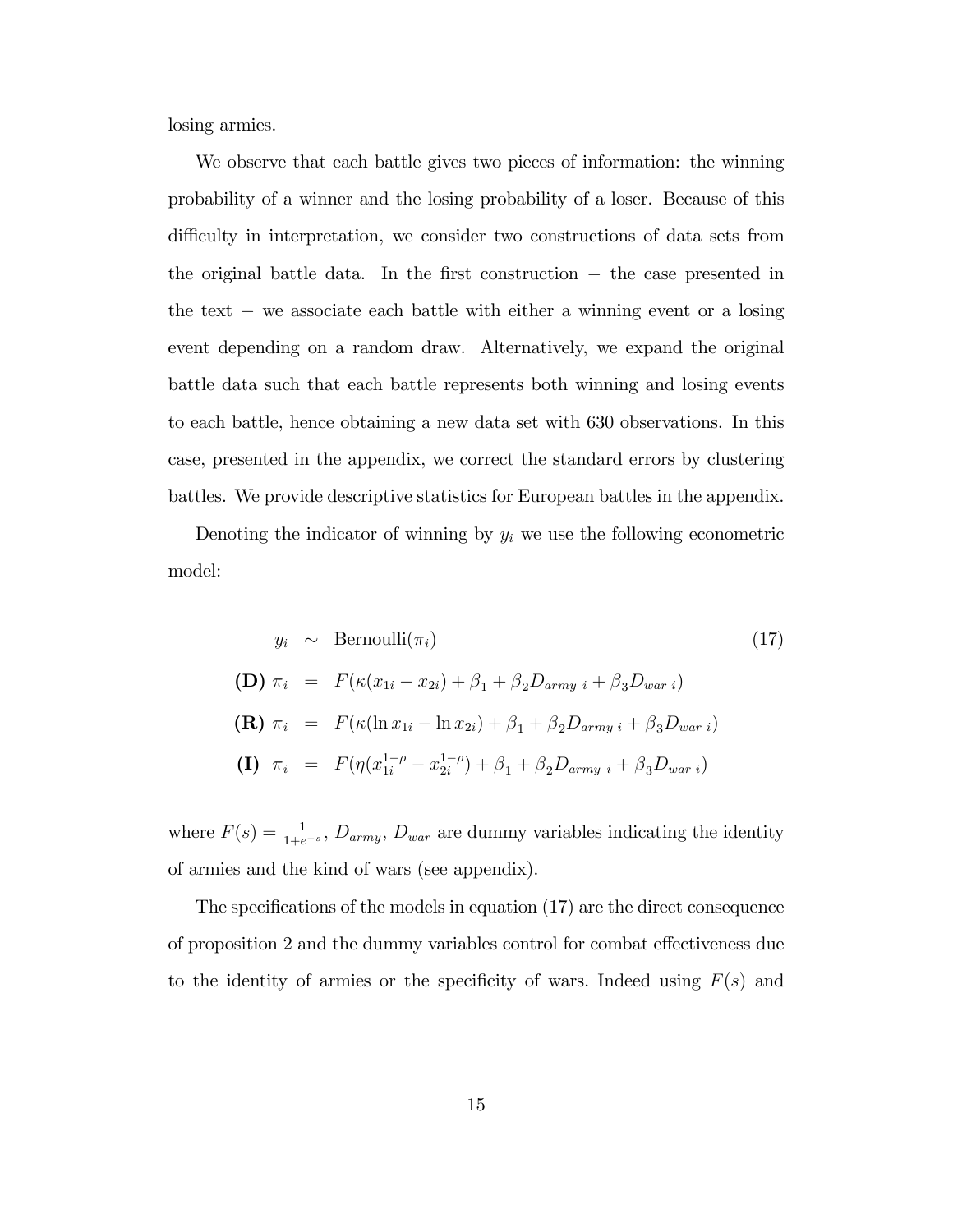losing armies.

We observe that each battle gives two pieces of information: the winning probability of a winner and the losing probability of a loser. Because of this difficulty in interpretation, we consider two constructions of data sets from the original battle data. In the first construction $-$ the case presented in the text $-$ we associate each battle with either a winning event or a losing event depending on a random draw. Alternatively, we expand the original battle data such that each battle represents both winning and losing events to each battle, hence obtaining a new data set with 630 observations. In this case, presented in the appendix, we correct the standard errors by clustering battles. We provide descriptive statistics for European battles in the appendix.

Denoting the indicator of winning by $y_i$ we use the following econometric model:

$$
\begin{aligned}
y_i &\sim \text{Bernoulli}(\pi_i) \qquad (17) \\
\textbf{(D)}\ \pi_i &= F(\kappa(x_{1i} - x_{2i}) + \beta_1 + \beta_2 D_{army\ i} + \beta_3 D_{war\ i}) \\
\textbf{(R)}\ \pi_i &= F(\kappa(\ln x_{1i} - \ln x_{2i}) + \beta_1 + \beta_2 D_{army\ i} + \beta_3 D_{war\ i}) \\
\textbf{(I)}\ \pi_i &= F(\eta(x_{1i}^{1-\rho} - x_{2i}^{1-\rho}) + \beta_1 + \beta_2 D_{army\ i} + \beta_3 D_{war\ i})
\end{aligned}
$$

where $F(s) = \frac{1}{1+e^{-s}}$, $D_{army}$, $D_{war}$ are dummy variables indicating the identity of armies and the kind of wars (see appendix).

The specifications of the models in equation (17) are the direct consequence of proposition 2 and the dummy variables control for combat effectiveness due to the identity of armies or the specificity of wars. Indeed using $F(s)$ and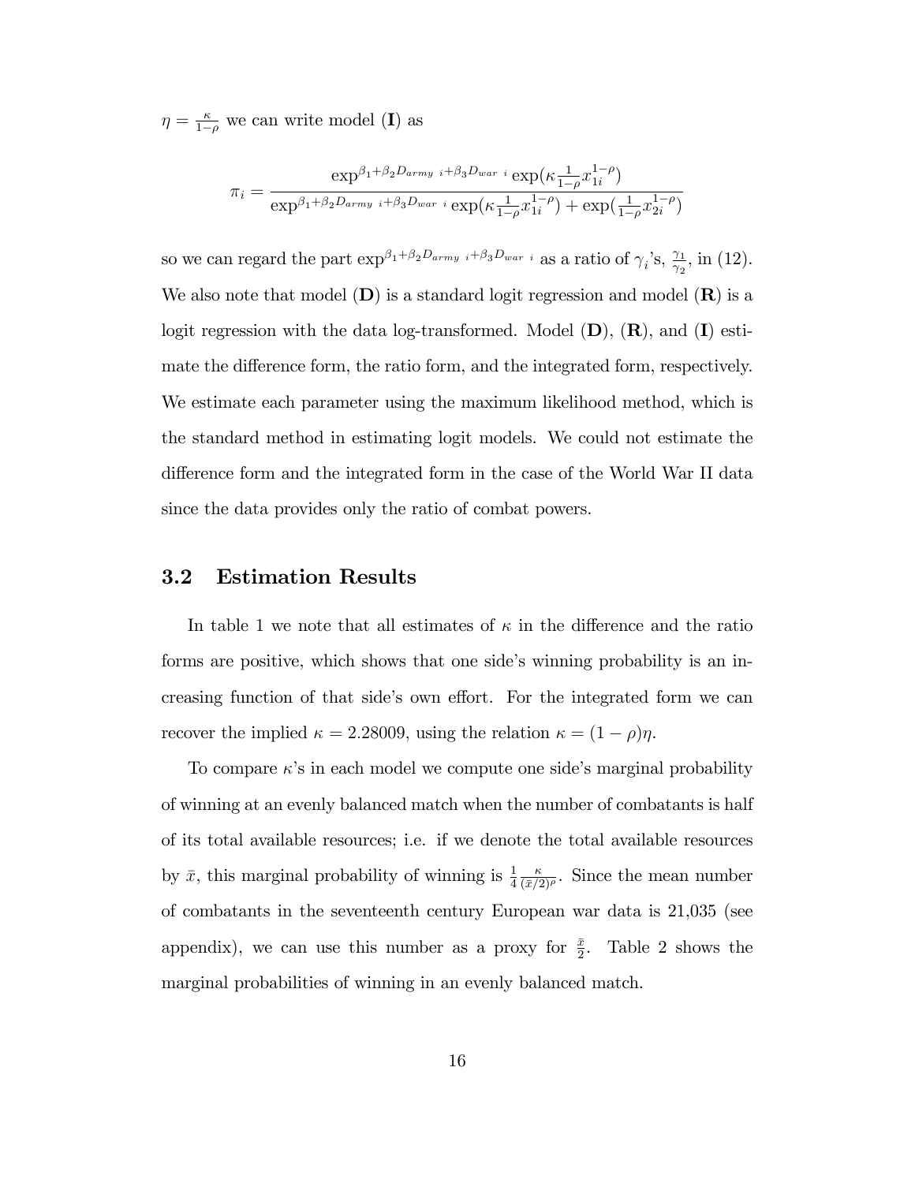$\eta = \frac{\kappa}{1-\rho}$ we can write model (**I**) as

$$\pi_i = \frac{\exp^{\beta_1+\beta_2 D_{army\ i}+\beta_3 D_{war\ i}} \exp(\kappa \frac{1}{1-\rho} x_{1i}^{1-\rho})}{\exp^{\beta_1+\beta_2 D_{army\ i}+\beta_3 D_{war\ i}} \exp(\kappa \frac{1}{1-\rho} x_{1i}^{1-\rho}) + \exp(\frac{1}{1-\rho} x_{2i}^{1-\rho})}$$

so we can regard the part $\exp^{\beta_1+\beta_2 D_{army\ i}+\beta_3 D_{war\ i}}$ as a ratio of $\gamma_i$'s, $\frac{\gamma_1}{\gamma_2}$, in (12). We also note that model (**D**) is a standard logit regression and model (**R**) is a logit regression with the data log-transformed. Model (**D**), (**R**), and (**I**) estimate the difference form, the ratio form, and the integrated form, respectively. We estimate each parameter using the maximum likelihood method, which is the standard method in estimating logit models. We could not estimate the difference form and the integrated form in the case of the World War II data since the data provides only the ratio of combat powers.

## 3.2 Estimation Results

In table 1 we note that all estimates of $\kappa$ in the difference and the ratio forms are positive, which shows that one side's winning probability is an increasing function of that side's own effort. For the integrated form we can recover the implied $\kappa = 2.28009$, using the relation $\kappa = (1-\rho)\eta$.

To compare $\kappa$'s in each model we compute one side's marginal probability of winning at an evenly balanced match when the number of combatants is half of its total available resources; i.e. if we denote the total available resources by $\bar{x}$, this marginal probability of winning is $\frac{1}{4}\frac{\kappa}{(\bar{x}/2)^\rho}$. Since the mean number of combatants in the seventeenth century European war data is 21,035 (see appendix), we can use this number as a proxy for $\frac{\bar{x}}{2}$. Table 2 shows the marginal probabilities of winning in an evenly balanced match.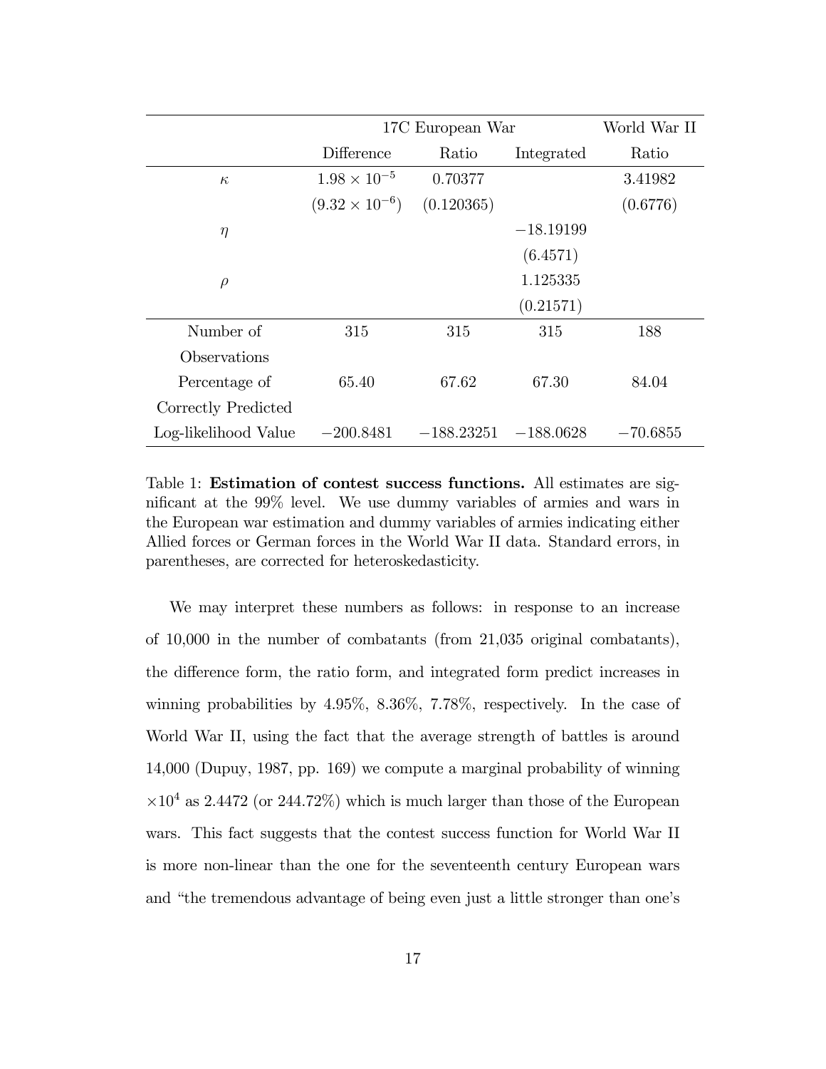| | 17C European War | | | World War II |
|---|---|---|---|---|
| | Difference | Ratio | Integrated | Ratio |
| $\kappa$ | $1.98 \times 10^{-5}$ | 0.70377 | | 3.41982 |
| | $(9.32 \times 10^{-6})$ | (0.120365) | | (0.6776) |
| $\eta$ | | | $-18.19199$ | |
| | | | (6.4571) | |
| $\rho$ | | | 1.125335 | |
| | | | (0.21571) | |
| Number of Observations | 315 | 315 | 315 | 188 |
| Percentage of Correctly Predicted | 65.40 | 67.62 | 67.30 | 84.04 |
| Log-likelihood Value | $-200.8481$ | $-188.23251$ | $-188.0628$ | $-70.6855$ |

Table 1: **Estimation of contest success functions.** All estimates are significant at the 99% level. We use dummy variables of armies and wars in the European war estimation and dummy variables of armies indicating either Allied forces or German forces in the World War II data. Standard errors, in parentheses, are corrected for heteroskedasticity.

We may interpret these numbers as follows: in response to an increase of 10,000 in the number of combatants (from 21,035 original combatants), the difference form, the ratio form, and integrated form predict increases in winning probabilities by 4.95%, 8.36%, 7.78%, respectively. In the case of World War II, using the fact that the average strength of battles is around 14,000 (Dupuy, 1987, pp. 169) we compute a marginal probability of winning $\times 10^4$ as 2.4472 (or 244.72%) which is much larger than those of the European wars. This fact suggests that the contest success function for World War II is more non-linear than the one for the seventeenth century European wars and "the tremendous advantage of being even just a little stronger than one's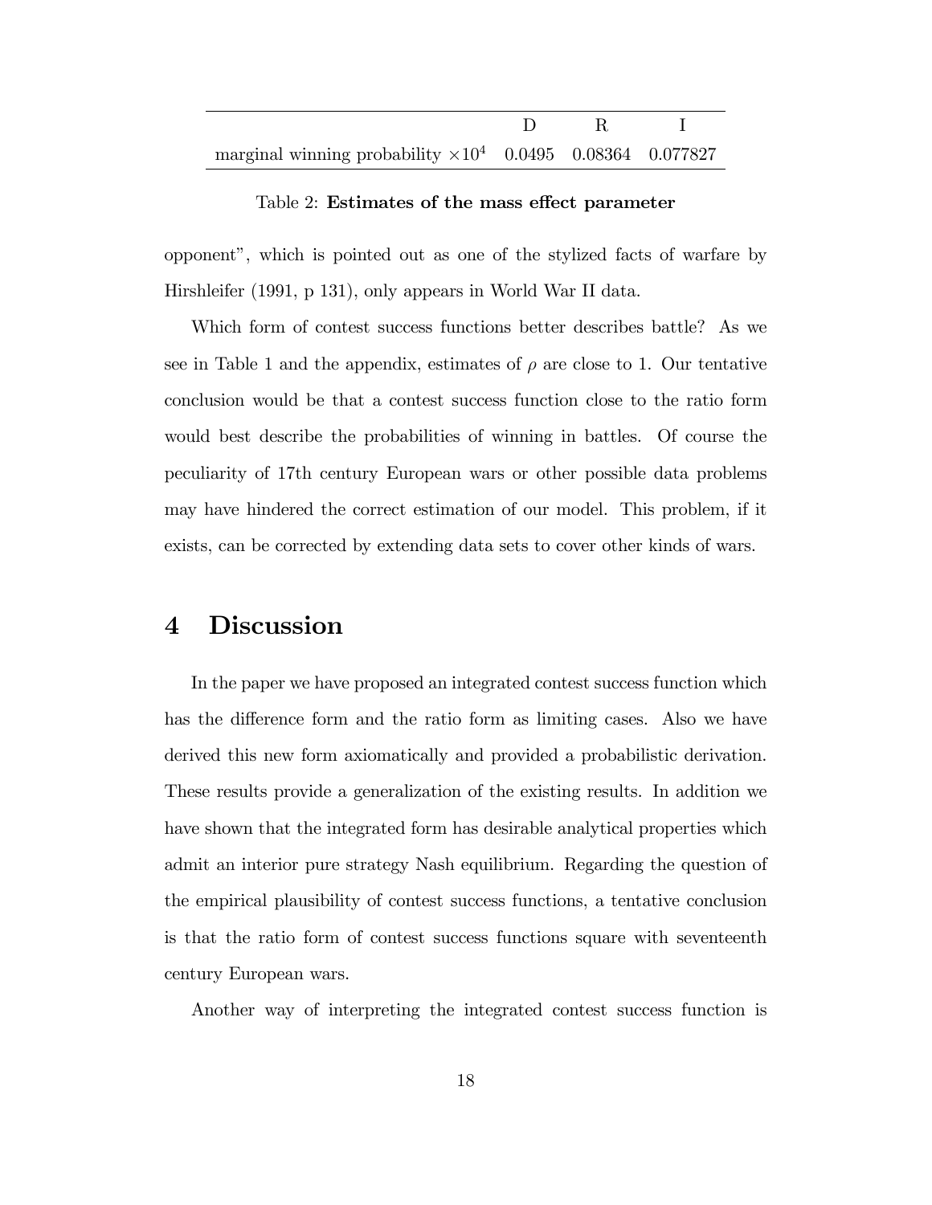| | D | R | I |
|---|---|---|---|
| marginal winning probability $\times 10^4$ | 0.0495 | 0.08364 | 0.077827 |

Table 2: **Estimates of the mass effect parameter**

opponent", which is pointed out as one of the stylized facts of warfare by Hirshleifer (1991, p 131), only appears in World War II data.

Which form of contest success functions better describes battle? As we see in Table 1 and the appendix, estimates of $\rho$ are close to 1. Our tentative conclusion would be that a contest success function close to the ratio form would best describe the probabilities of winning in battles. Of course the peculiarity of 17th century European wars or other possible data problems may have hindered the correct estimation of our model. This problem, if it exists, can be corrected by extending data sets to cover other kinds of wars.

# 4 Discussion

In the paper we have proposed an integrated contest success function which has the difference form and the ratio form as limiting cases. Also we have derived this new form axiomatically and provided a probabilistic derivation. These results provide a generalization of the existing results. In addition we have shown that the integrated form has desirable analytical properties which admit an interior pure strategy Nash equilibrium. Regarding the question of the empirical plausibility of contest success functions, a tentative conclusion is that the ratio form of contest success functions square with seventeenth century European wars.

Another way of interpreting the integrated contest success function is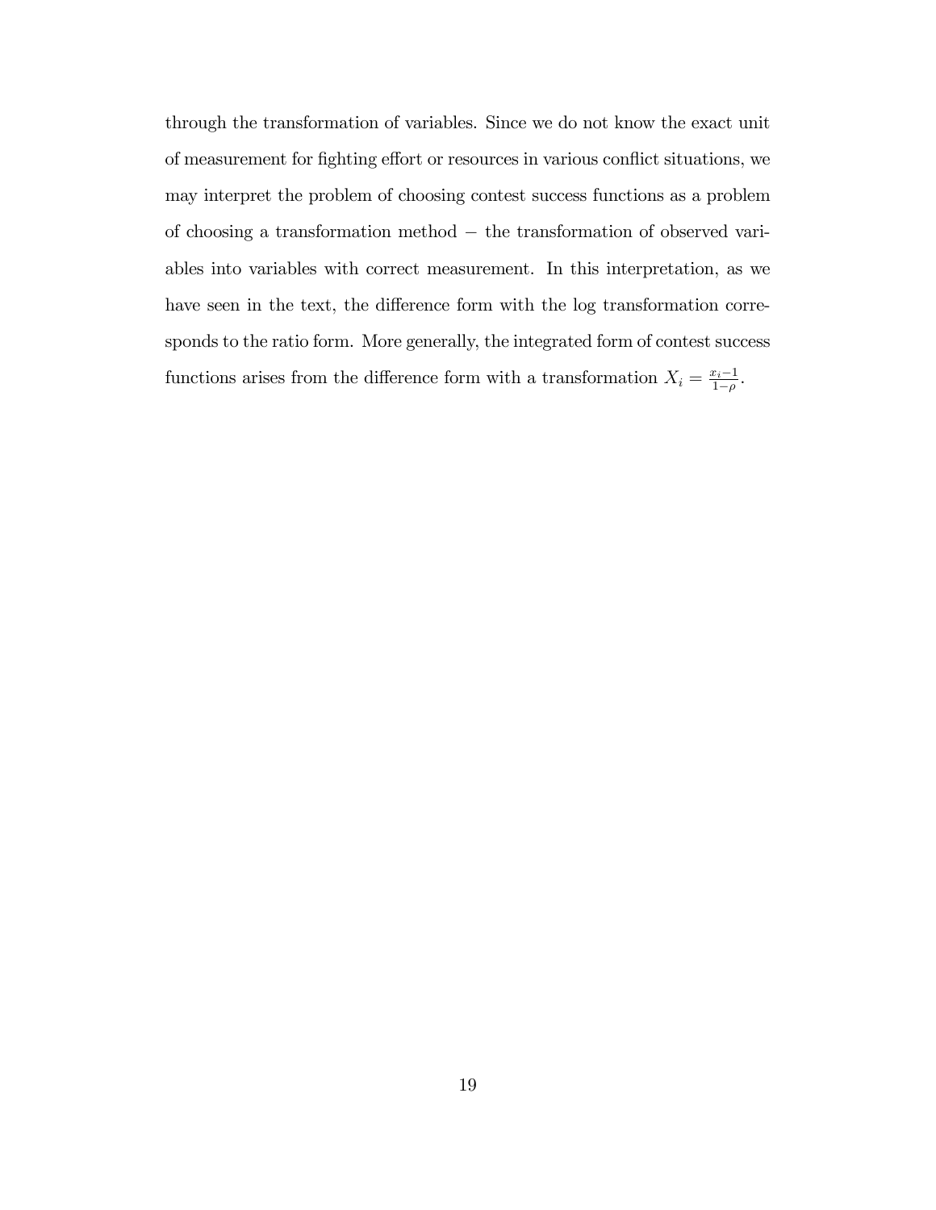through the transformation of variables. Since we do not know the exact unit of measurement for fighting effort or resources in various conflict situations, we may interpret the problem of choosing contest success functions as a problem of choosing a transformation method − the transformation of observed variables into variables with correct measurement. In this interpretation, as we have seen in the text, the difference form with the log transformation corresponds to the ratio form. More generally, the integrated form of contest success functions arises from the difference form with a transformation $X_i = \frac{x_i - 1}{1-\rho}$.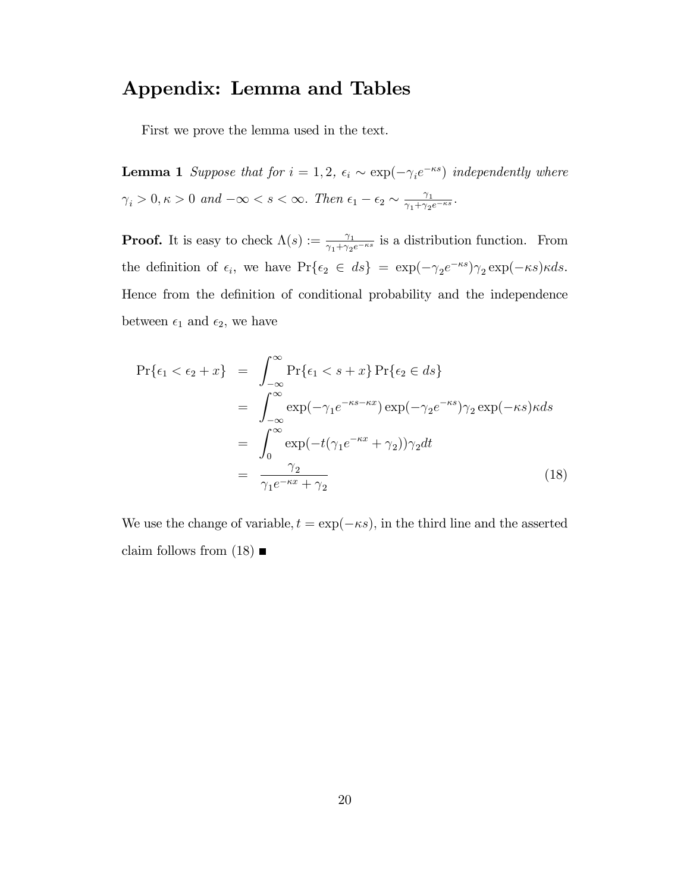## Appendix: Lemma and Tables

First we prove the lemma used in the text.

**Lemma 1** *Suppose that for $i = 1, 2$, $\epsilon_i \sim \exp(-\gamma_i e^{-\kappa s})$ independently where $\gamma_i > 0, \kappa > 0$ and $-\infty < s < \infty$. Then $\epsilon_1 - \epsilon_2 \sim \frac{\gamma_1}{\gamma_1 + \gamma_2 e^{-\kappa s}}$.*

**Proof.** It is easy to check $\Lambda(s) := \frac{\gamma_1}{\gamma_1 + \gamma_2 e^{-\kappa s}}$ is a distribution function. From the definition of $\epsilon_i$, we have $\Pr\{\epsilon_2 \in ds\} = \exp(-\gamma_2 e^{-\kappa s})\gamma_2 \exp(-\kappa s)\kappa ds$. Hence from the definition of conditional probability and the independence between $\epsilon_1$ and $\epsilon_2$, we have

$$
\begin{aligned}
\Pr\{\epsilon_1 < \epsilon_2 + x\} &= \int_{-\infty}^{\infty} \Pr\{\epsilon_1 < s + x\} \Pr\{\epsilon_2 \in ds\} \\
&= \int_{-\infty}^{\infty} \exp(-\gamma_1 e^{-\kappa s - \kappa x}) \exp(-\gamma_2 e^{-\kappa s})\gamma_2 \exp(-\kappa s)\kappa ds \\
&= \int_{0}^{\infty} \exp(-t(\gamma_1 e^{-\kappa x} + \gamma_2))\gamma_2 dt \\
&= \frac{\gamma_2}{\gamma_1 e^{-\kappa x} + \gamma_2}
\end{aligned}
\tag{18}
$$

We use the change of variable, $t = \exp(-\kappa s)$, in the third line and the asserted claim follows from (18) ■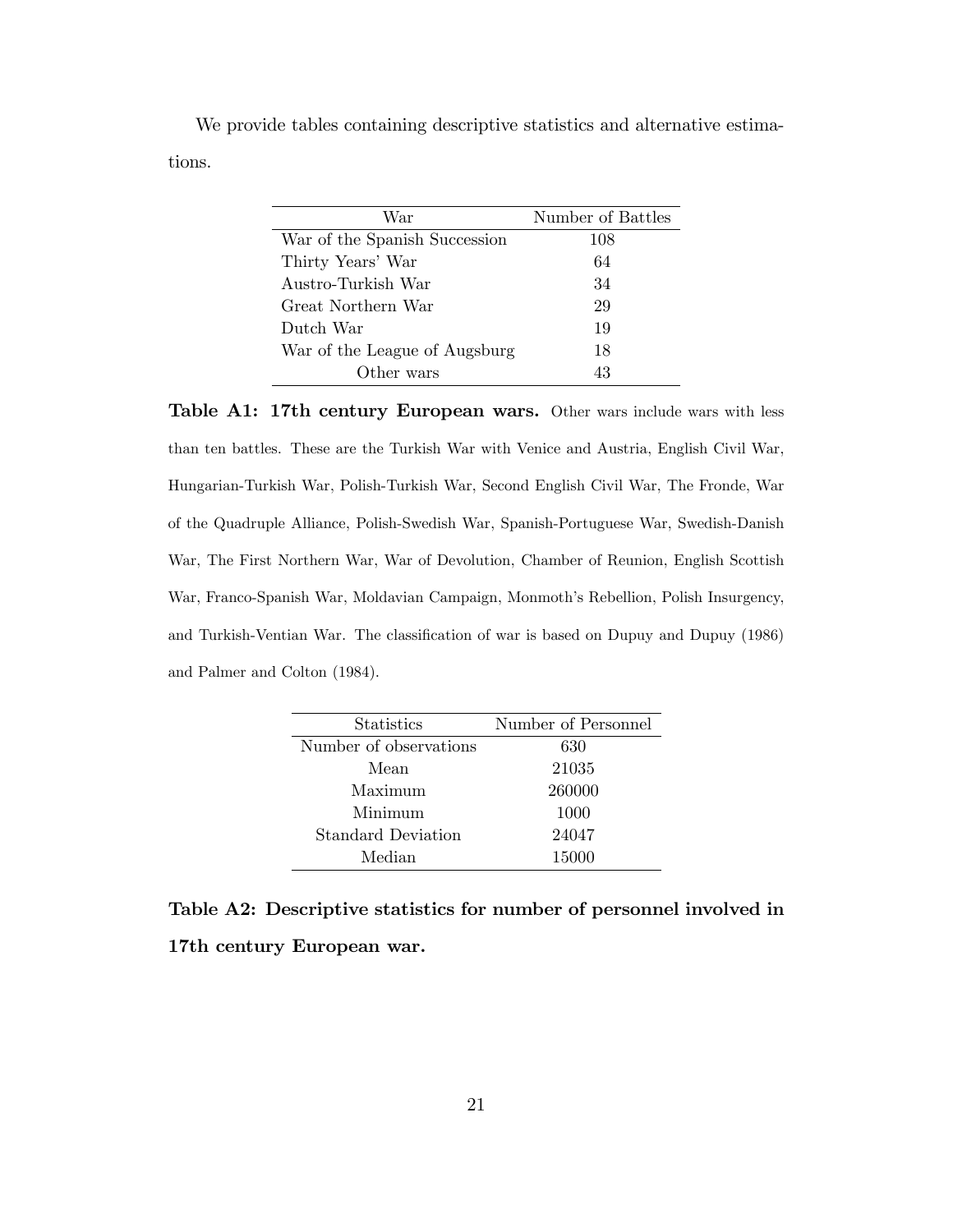We provide tables containing descriptive statistics and alternative estimations.

| War | Number of Battles |
|---|---|
| War of the Spanish Succession | 108 |
| Thirty Years' War | 64 |
| Austro-Turkish War | 34 |
| Great Northern War | 29 |
| Dutch War | 19 |
| War of the League of Augsburg | 18 |
| Other wars | 43 |

**Table A1: 17th century European wars.** Other wars include wars with less than ten battles. These are the Turkish War with Venice and Austria, English Civil War, Hungarian-Turkish War, Polish-Turkish War, Second English Civil War, The Fronde, War of the Quadruple Alliance, Polish-Swedish War, Spanish-Portuguese War, Swedish-Danish War, The First Northern War, War of Devolution, Chamber of Reunion, English Scottish War, Franco-Spanish War, Moldavian Campaign, Monmoth's Rebellion, Polish Insurgency, and Turkish-Ventian War. The classification of war is based on Dupuy and Dupuy (1986) and Palmer and Colton (1984).

| Statistics | Number of Personnel |
|---|---|
| Number of observations | 630 |
| Mean | 21035 |
| Maximum | 260000 |
| Minimum | 1000 |
| Standard Deviation | 24047 |
| Median | 15000 |

**Table A2: Descriptive statistics for number of personnel involved in 17th century European war.**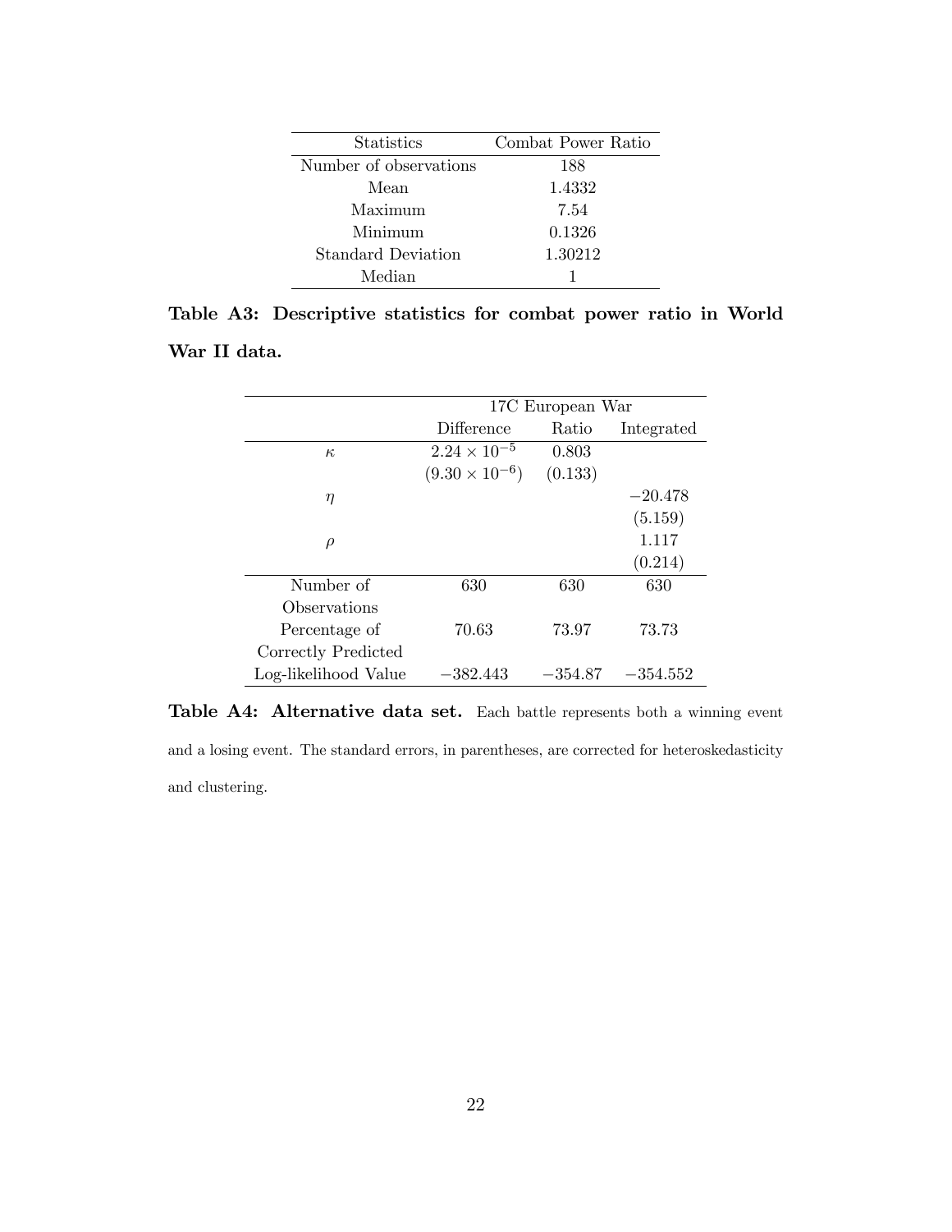| Statistics | Combat Power Ratio |
| --- | --- |
| Number of observations | 188 |
| Mean | 1.4332 |
| Maximum | 7.54 |
| Minimum | 0.1326 |
| Standard Deviation | 1.30212 |
| Median | 1 |

**Table A3: Descriptive statistics for combat power ratio in World War II data.**

| | 17C European War | | |
| --- | --- | --- | --- |
| | Difference | Ratio | Integrated |
| $\kappa$ | $2.24 \times 10^{-5}$ | 0.803 | |
| | $(9.30 \times 10^{-6})$ | (0.133) | |
| $\eta$ | | | $-20.478$ |
| | | | (5.159) |
| $\rho$ | | | 1.117 |
| | | | (0.214) |
| Number of Observations | 630 | 630 | 630 |
| Percentage of Correctly Predicted | 70.63 | 73.97 | 73.73 |
| Log-likelihood Value | $-382.443$ | $-354.87$ | $-354.552$ |

**Table A4: Alternative data set.** Each battle represents both a winning event and a losing event. The standard errors, in parentheses, are corrected for heteroskedasticity and clustering.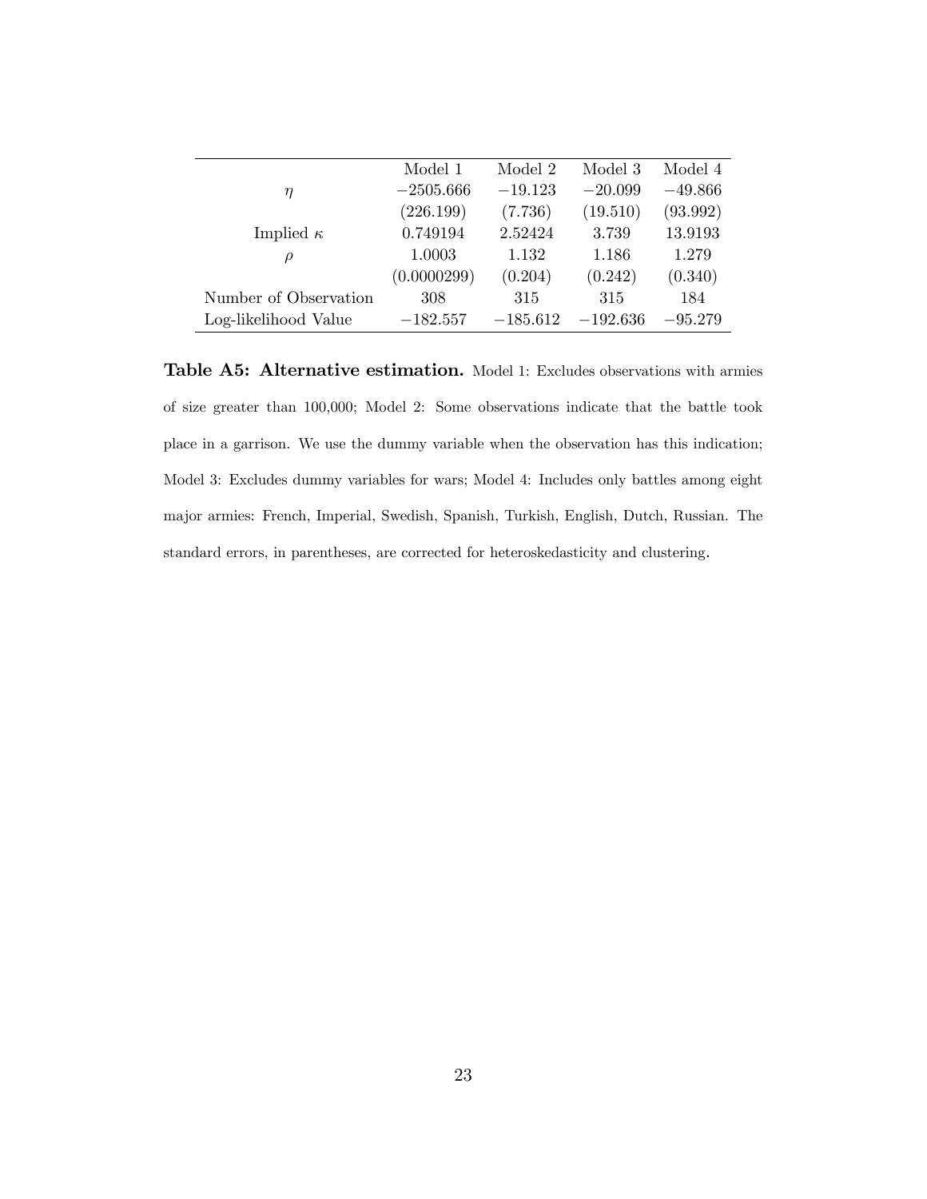| | Model 1 | Model 2 | Model 3 | Model 4 |
|---|---|---|---|---|
| $\eta$ | $-2505.666$ | $-19.123$ | $-20.099$ | $-49.866$ |
| | (226.199) | (7.736) | (19.510) | (93.992) |
| Implied $\kappa$ | 0.749194 | 2.52424 | 3.739 | 13.9193 |
| $\rho$ | 1.0003 | 1.132 | 1.186 | 1.279 |
| | (0.0000299) | (0.204) | (0.242) | (0.340) |
| Number of Observation | 308 | 315 | 315 | 184 |
| Log-likelihood Value | $-182.557$ | $-185.612$ | $-192.636$ | $-95.279$ |

**Table A5: Alternative estimation.** Model 1: Excludes observations with armies of size greater than 100,000; Model 2: Some observations indicate that the battle took place in a garrison. We use the dummy variable when the observation has this indication; Model 3: Excludes dummy variables for wars; Model 4: Includes only battles among eight major armies: French, Imperial, Swedish, Spanish, Turkish, English, Dutch, Russian. The standard errors, in parentheses, are corrected for heteroskedasticity and clustering.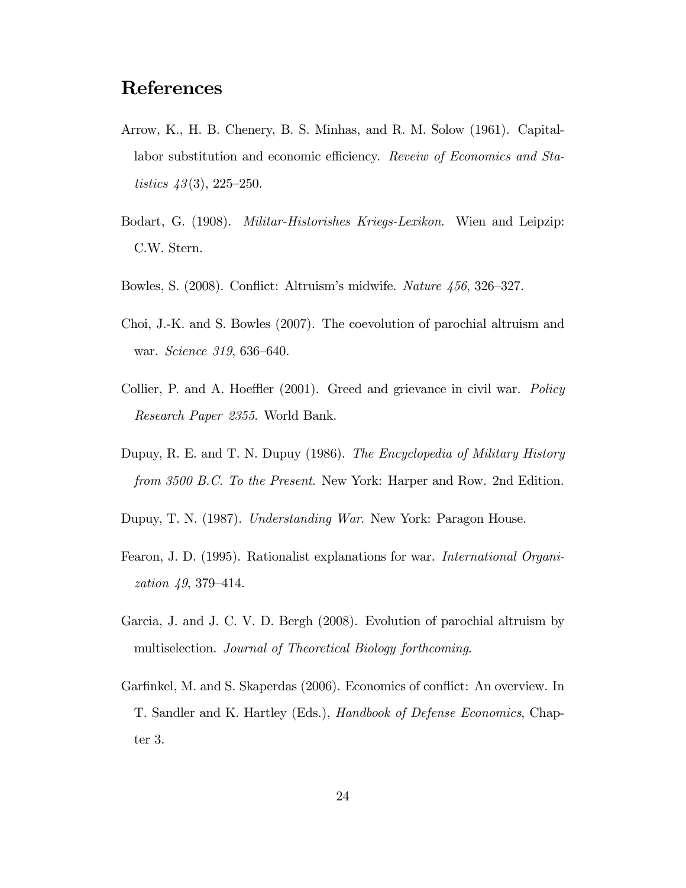# References

Arrow, K., H. B. Chenery, B. S. Minhas, and R. M. Solow (1961). Capital-labor substitution and economic efficiency. *Reveiw of Economics and Statistics 43*(3), 225–250.

Bodart, G. (1908). *Militar-Historishes Kriegs-Lexikon*. Wien and Leipzip: C.W. Stern.

Bowles, S. (2008). Conflict: Altruism's midwife. *Nature 456*, 326–327.

Choi, J.-K. and S. Bowles (2007). The coevolution of parochial altruism and war. *Science 319*, 636–640.

Collier, P. and A. Hoeffler (2001). Greed and grievance in civil war. *Policy Research Paper 2355*. World Bank.

Dupuy, R. E. and T. N. Dupuy (1986). *The Encyclopedia of Military History from 3500 B.C. To the Present*. New York: Harper and Row. 2nd Edition.

Dupuy, T. N. (1987). *Understanding War*. New York: Paragon House.

Fearon, J. D. (1995). Rationalist explanations for war. *International Organization 49*, 379–414.

Garcia, J. and J. C. V. D. Bergh (2008). Evolution of parochial altruism by multiselection. *Journal of Theoretical Biology forthcoming*.

Garfinkel, M. and S. Skaperdas (2006). Economics of conflict: An overview. In T. Sandler and K. Hartley (Eds.), *Handbook of Defense Economics*, Chapter 3.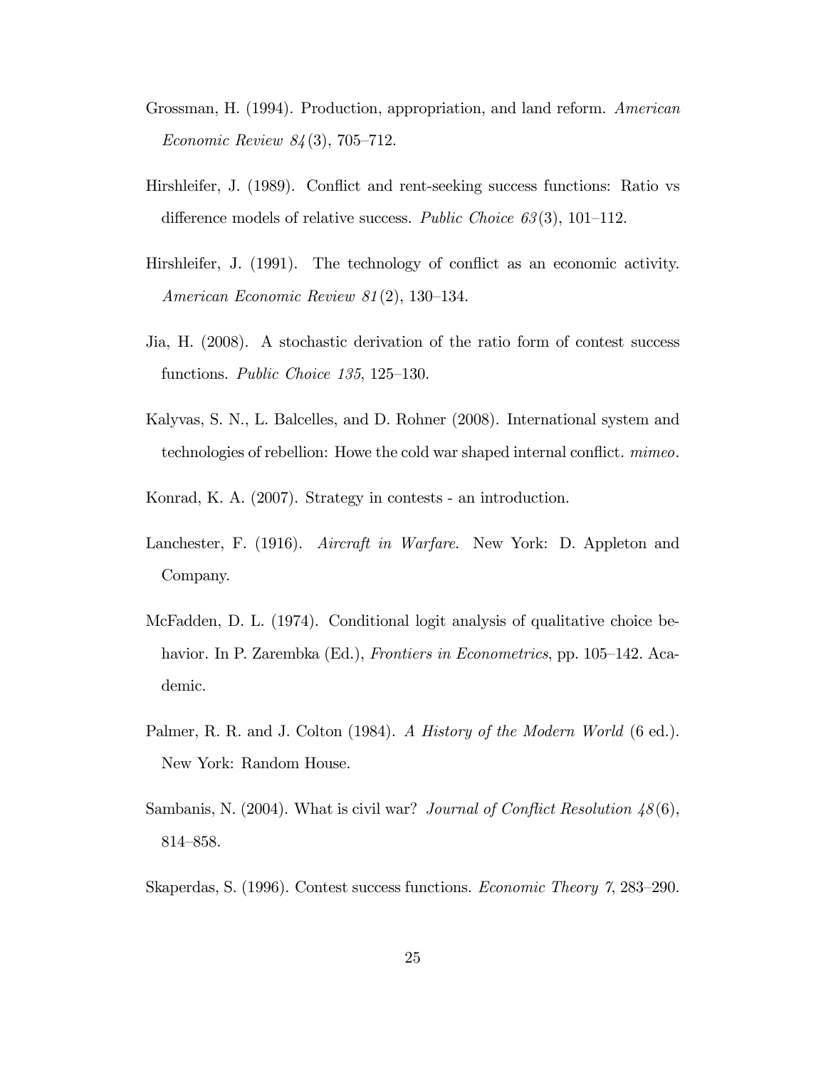Grossman, H. (1994). Production, appropriation, and land reform. *American Economic Review 84*(3), 705–712.

Hirshleifer, J. (1989). Conflict and rent-seeking success functions: Ratio vs difference models of relative success. *Public Choice 63*(3), 101–112.

Hirshleifer, J. (1991). The technology of conflict as an economic activity. *American Economic Review 81*(2), 130–134.

Jia, H. (2008). A stochastic derivation of the ratio form of contest success functions. *Public Choice 135*, 125–130.

Kalyvas, S. N., L. Balcelles, and D. Rohner (2008). International system and technologies of rebellion: Howe the cold war shaped internal conflict. *mimeo*.

Konrad, K. A. (2007). Strategy in contests - an introduction.

Lanchester, F. (1916). *Aircraft in Warfare*. New York: D. Appleton and Company.

McFadden, D. L. (1974). Conditional logit analysis of qualitative choice behavior. In P. Zarembka (Ed.), *Frontiers in Econometrics*, pp. 105–142. Academic.

Palmer, R. R. and J. Colton (1984). *A History of the Modern World* (6 ed.). New York: Random House.

Sambanis, N. (2004). What is civil war? *Journal of Conflict Resolution 48*(6), 814–858.

Skaperdas, S. (1996). Contest success functions. *Economic Theory 7*, 283–290.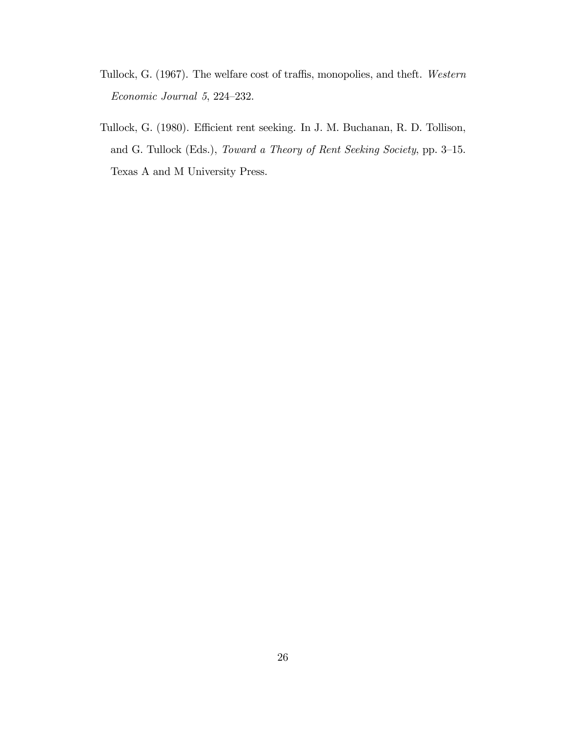Tullock, G. (1967). The welfare cost of traffis, monopolies, and theft. *Western Economic Journal 5*, 224–232.

Tullock, G. (1980). Efficient rent seeking. In J. M. Buchanan, R. D. Tollison, and G. Tullock (Eds.), *Toward a Theory of Rent Seeking Society*, pp. 3–15. Texas A and M University Press.